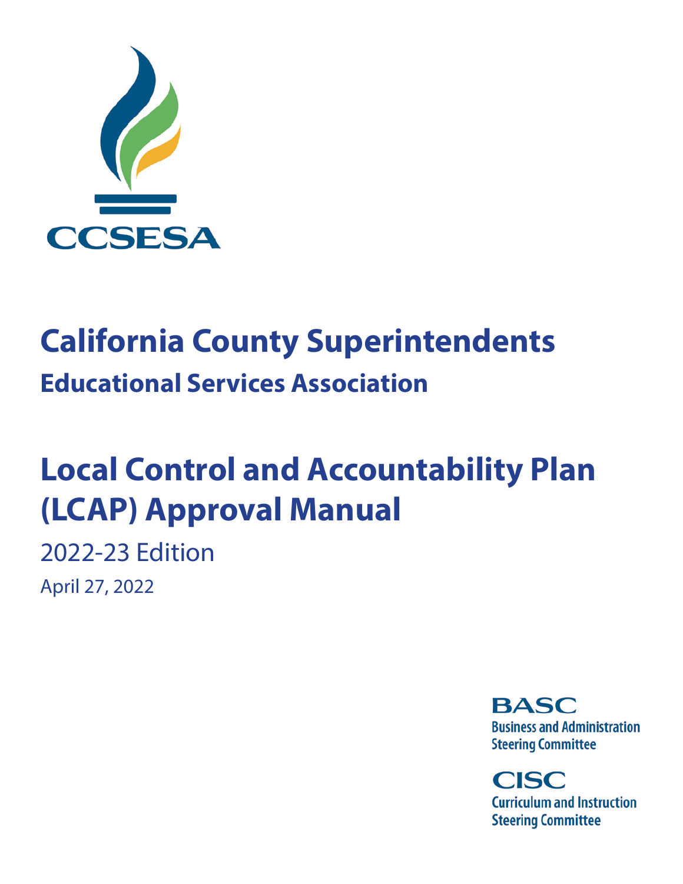CCSESA

# California County Superintendents

## Educational Services Association

# Local Control and Accountability Plan (LCAP) Approval Manual

2022-23 Edition

April 27, 2022

**BASC**
Business and Administration Steering Committee

**CISC**
Curriculum and Instruction Steering Committee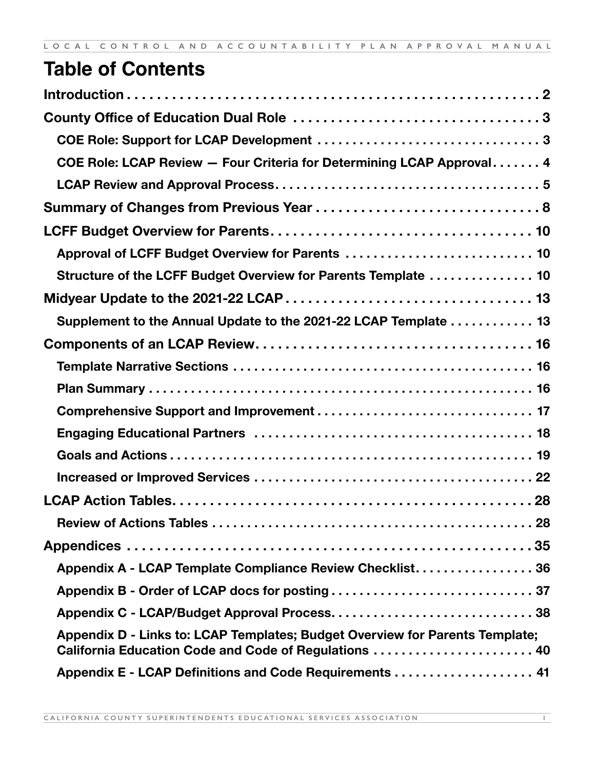# Table of Contents

- **Introduction** . . . . . . . . . . . . . . . . . . . . . . . . . . . . . . . . . . . . . . . . . . . . . . . . . . . . . . 2
- **County Office of Education Dual Role** . . . . . . . . . . . . . . . . . . . . . . . . . . . . . . . . . 3
  - **COE Role: Support for LCAP Development** . . . . . . . . . . . . . . . . . . . . . . . . . . . . . 3
  - **COE Role: LCAP Review — Four Criteria for Determining LCAP Approval** . . . . . . . 4
  - **LCAP Review and Approval Process** . . . . . . . . . . . . . . . . . . . . . . . . . . . . . . . . . . . 5
- **Summary of Changes from Previous Year** . . . . . . . . . . . . . . . . . . . . . . . . . . . . . 8
- **LCFF Budget Overview for Parents** . . . . . . . . . . . . . . . . . . . . . . . . . . . . . . . . . . 10
  - **Approval of LCFF Budget Overview for Parents** . . . . . . . . . . . . . . . . . . . . . . . . . 10
  - **Structure of the LCFF Budget Overview for Parents Template** . . . . . . . . . . . . . . . 10
- **Midyear Update to the 2021-22 LCAP** . . . . . . . . . . . . . . . . . . . . . . . . . . . . . . . . 13
  - **Supplement to the Annual Update to the 2021-22 LCAP Template** . . . . . . . . . . . . 13
- **Components of an LCAP Review** . . . . . . . . . . . . . . . . . . . . . . . . . . . . . . . . . . . . 16
  - **Template Narrative Sections** . . . . . . . . . . . . . . . . . . . . . . . . . . . . . . . . . . . . . . . 16
  - **Plan Summary** . . . . . . . . . . . . . . . . . . . . . . . . . . . . . . . . . . . . . . . . . . . . . . . . . 16
  - **Comprehensive Support and Improvement** . . . . . . . . . . . . . . . . . . . . . . . . . . . . . 17
  - **Engaging Educational Partners** . . . . . . . . . . . . . . . . . . . . . . . . . . . . . . . . . . . . . 18
  - **Goals and Actions** . . . . . . . . . . . . . . . . . . . . . . . . . . . . . . . . . . . . . . . . . . . . . . . 19
  - **Increased or Improved Services** . . . . . . . . . . . . . . . . . . . . . . . . . . . . . . . . . . . . . 22
- **LCAP Action Tables** . . . . . . . . . . . . . . . . . . . . . . . . . . . . . . . . . . . . . . . . . . . . . . 28
  - **Review of Actions Tables** . . . . . . . . . . . . . . . . . . . . . . . . . . . . . . . . . . . . . . . . . . 28
- **Appendices** . . . . . . . . . . . . . . . . . . . . . . . . . . . . . . . . . . . . . . . . . . . . . . . . . . . 35
  - **Appendix A - LCAP Template Compliance Review Checklist** . . . . . . . . . . . . . . . . . 36
  - **Appendix B - Order of LCAP docs for posting** . . . . . . . . . . . . . . . . . . . . . . . . . . . 37
  - **Appendix C - LCAP/Budget Approval Process** . . . . . . . . . . . . . . . . . . . . . . . . . . . 38
  - **Appendix D - Links to: LCAP Templates; Budget Overview for Parents Template; California Education Code and Code of Regulations** . . . . . . . . . . . . . . . . . . . . . . . 40
  - **Appendix E - LCAP Definitions and Code Requirements** . . . . . . . . . . . . . . . . . . . 41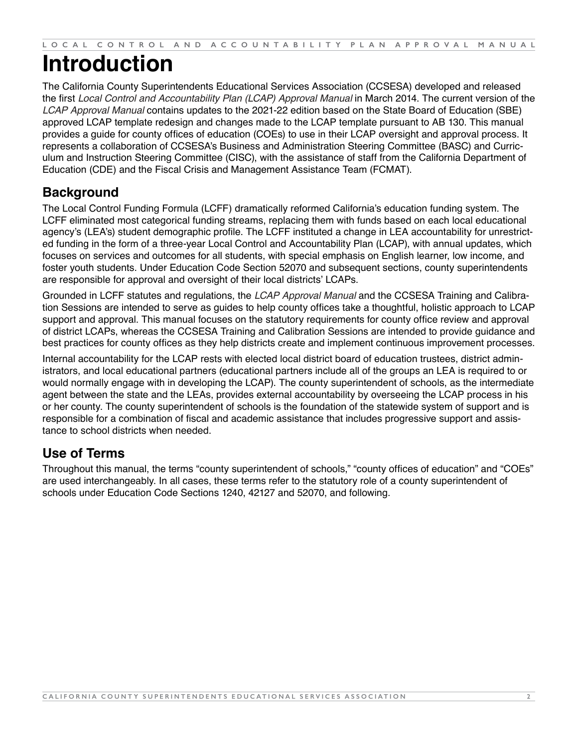# Introduction

The California County Superintendents Educational Services Association (CCSESA) developed and released the first *Local Control and Accountability Plan (LCAP) Approval Manual* in March 2014. The current version of the *LCAP Approval Manual* contains updates to the 2021-22 edition based on the State Board of Education (SBE) approved LCAP template redesign and changes made to the LCAP template pursuant to AB 130. This manual provides a guide for county offices of education (COEs) to use in their LCAP oversight and approval process. It represents a collaboration of CCSESA's Business and Administration Steering Committee (BASC) and Curriculum and Instruction Steering Committee (CISC), with the assistance of staff from the California Department of Education (CDE) and the Fiscal Crisis and Management Assistance Team (FCMAT).

## Background

The Local Control Funding Formula (LCFF) dramatically reformed California's education funding system. The LCFF eliminated most categorical funding streams, replacing them with funds based on each local educational agency's (LEA's) student demographic profile. The LCFF instituted a change in LEA accountability for unrestricted funding in the form of a three-year Local Control and Accountability Plan (LCAP), with annual updates, which focuses on services and outcomes for all students, with special emphasis on English learner, low income, and foster youth students. Under Education Code Section 52070 and subsequent sections, county superintendents are responsible for approval and oversight of their local districts' LCAPs.

Grounded in LCFF statutes and regulations, the *LCAP Approval Manual* and the CCSESA Training and Calibration Sessions are intended to serve as guides to help county offices take a thoughtful, holistic approach to LCAP support and approval. This manual focuses on the statutory requirements for county office review and approval of district LCAPs, whereas the CCSESA Training and Calibration Sessions are intended to provide guidance and best practices for county offices as they help districts create and implement continuous improvement processes.

Internal accountability for the LCAP rests with elected local district board of education trustees, district administrators, and local educational partners (educational partners include all of the groups an LEA is required to or would normally engage with in developing the LCAP). The county superintendent of schools, as the intermediate agent between the state and the LEAs, provides external accountability by overseeing the LCAP process in his or her county. The county superintendent of schools is the foundation of the statewide system of support and is responsible for a combination of fiscal and academic assistance that includes progressive support and assistance to school districts when needed.

## Use of Terms

Throughout this manual, the terms "county superintendent of schools," "county offices of education" and "COEs" are used interchangeably. In all cases, these terms refer to the statutory role of a county superintendent of schools under Education Code Sections 1240, 42127 and 52070, and following.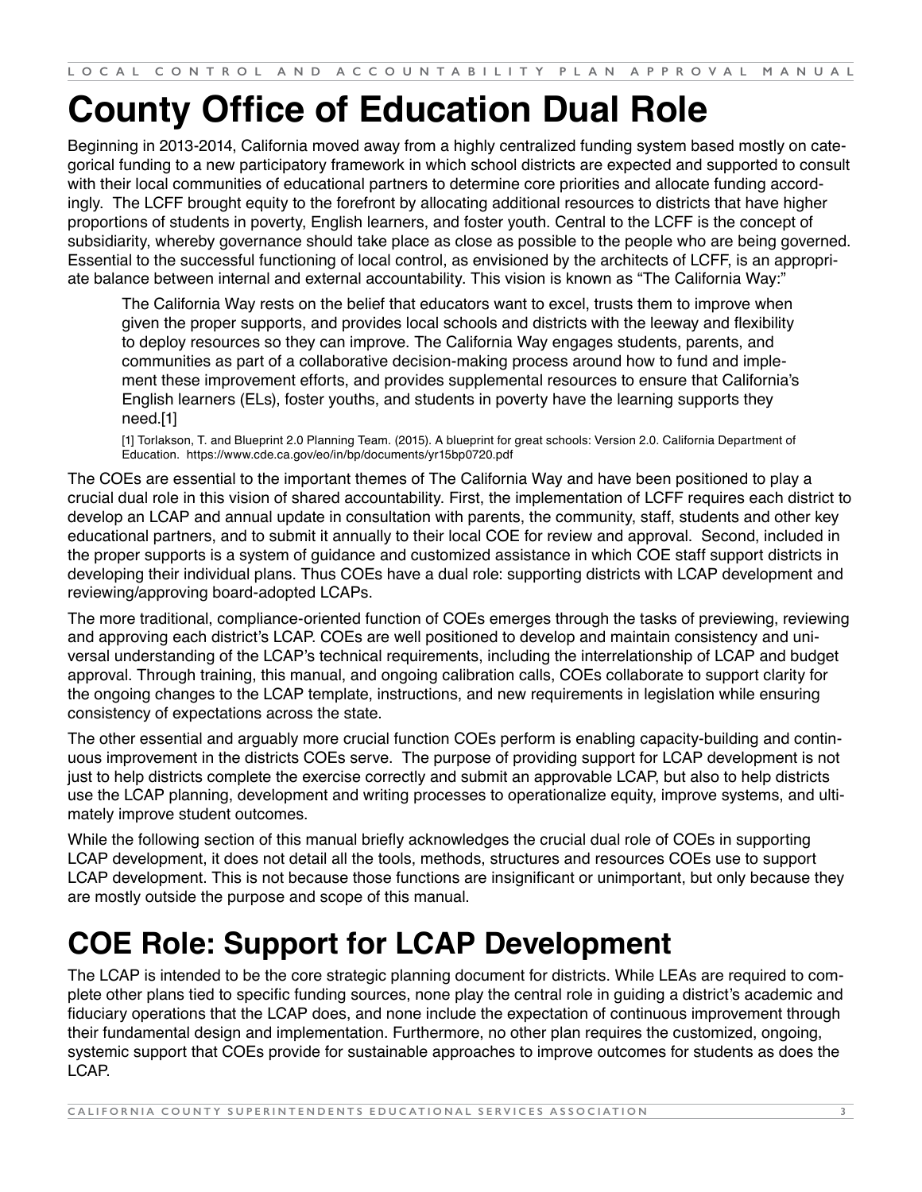# County Office of Education Dual Role

Beginning in 2013-2014, California moved away from a highly centralized funding system based mostly on categorical funding to a new participatory framework in which school districts are expected and supported to consult with their local communities of educational partners to determine core priorities and allocate funding accordingly. The LCFF brought equity to the forefront by allocating additional resources to districts that have higher proportions of students in poverty, English learners, and foster youth. Central to the LCFF is the concept of subsidiarity, whereby governance should take place as close as possible to the people who are being governed. Essential to the successful functioning of local control, as envisioned by the architects of LCFF, is an appropriate balance between internal and external accountability. This vision is known as "The California Way:"

> The California Way rests on the belief that educators want to excel, trusts them to improve when given the proper supports, and provides local schools and districts with the leeway and flexibility to deploy resources so they can improve. The California Way engages students, parents, and communities as part of a collaborative decision-making process around how to fund and implement these improvement efforts, and provides supplemental resources to ensure that California's English learners (ELs), foster youths, and students in poverty have the learning supports they need.[1]
>
> [1] Torlakson, T. and Blueprint 2.0 Planning Team. (2015). A blueprint for great schools: Version 2.0. California Department of Education. https://www.cde.ca.gov/eo/in/bp/documents/yr15bp0720.pdf

The COEs are essential to the important themes of The California Way and have been positioned to play a crucial dual role in this vision of shared accountability. First, the implementation of LCFF requires each district to develop an LCAP and annual update in consultation with parents, the community, staff, students and other key educational partners, and to submit it annually to their local COE for review and approval. Second, included in the proper supports is a system of guidance and customized assistance in which COE staff support districts in developing their individual plans. Thus COEs have a dual role: supporting districts with LCAP development and reviewing/approving board-adopted LCAPs.

The more traditional, compliance-oriented function of COEs emerges through the tasks of previewing, reviewing and approving each district's LCAP. COEs are well positioned to develop and maintain consistency and universal understanding of the LCAP's technical requirements, including the interrelationship of LCAP and budget approval. Through training, this manual, and ongoing calibration calls, COEs collaborate to support clarity for the ongoing changes to the LCAP template, instructions, and new requirements in legislation while ensuring consistency of expectations across the state.

The other essential and arguably more crucial function COEs perform is enabling capacity-building and continuous improvement in the districts COEs serve. The purpose of providing support for LCAP development is not just to help districts complete the exercise correctly and submit an approvable LCAP, but also to help districts use the LCAP planning, development and writing processes to operationalize equity, improve systems, and ultimately improve student outcomes.

While the following section of this manual briefly acknowledges the crucial dual role of COEs in supporting LCAP development, it does not detail all the tools, methods, structures and resources COEs use to support LCAP development. This is not because those functions are insignificant or unimportant, but only because they are mostly outside the purpose and scope of this manual.

# COE Role: Support for LCAP Development

The LCAP is intended to be the core strategic planning document for districts. While LEAs are required to complete other plans tied to specific funding sources, none play the central role in guiding a district's academic and fiduciary operations that the LCAP does, and none include the expectation of continuous improvement through their fundamental design and implementation. Furthermore, no other plan requires the customized, ongoing, systemic support that COEs provide for sustainable approaches to improve outcomes for students as does the LCAP.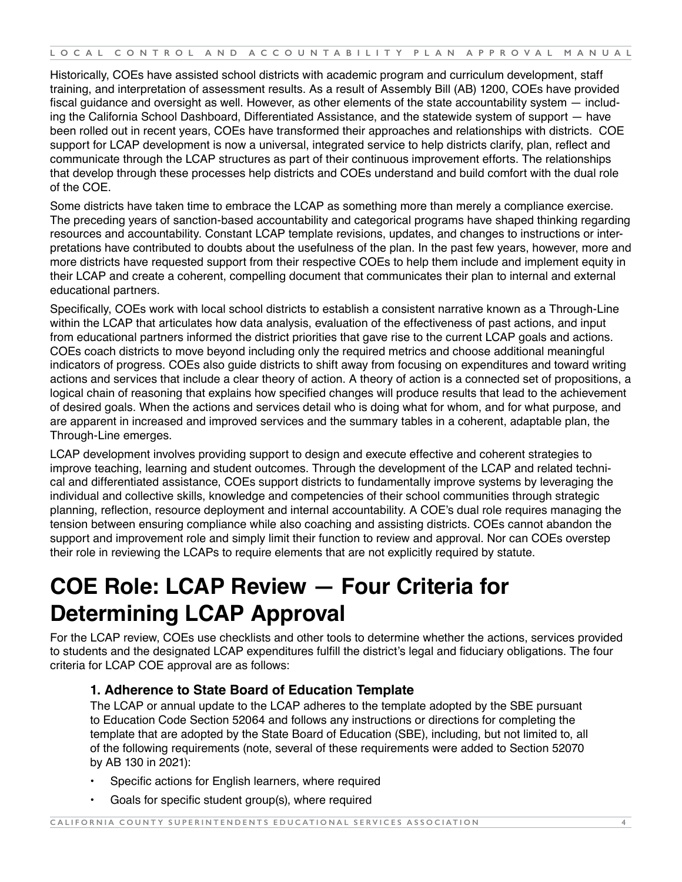Historically, COEs have assisted school districts with academic program and curriculum development, staff training, and interpretation of assessment results. As a result of Assembly Bill (AB) 1200, COEs have provided fiscal guidance and oversight as well. However, as other elements of the state accountability system — including the California School Dashboard, Differentiated Assistance, and the statewide system of support — have been rolled out in recent years, COEs have transformed their approaches and relationships with districts. COE support for LCAP development is now a universal, integrated service to help districts clarify, plan, reflect and communicate through the LCAP structures as part of their continuous improvement efforts. The relationships that develop through these processes help districts and COEs understand and build comfort with the dual role of the COE.

Some districts have taken time to embrace the LCAP as something more than merely a compliance exercise. The preceding years of sanction-based accountability and categorical programs have shaped thinking regarding resources and accountability. Constant LCAP template revisions, updates, and changes to instructions or interpretations have contributed to doubts about the usefulness of the plan. In the past few years, however, more and more districts have requested support from their respective COEs to help them include and implement equity in their LCAP and create a coherent, compelling document that communicates their plan to internal and external educational partners.

Specifically, COEs work with local school districts to establish a consistent narrative known as a Through-Line within the LCAP that articulates how data analysis, evaluation of the effectiveness of past actions, and input from educational partners informed the district priorities that gave rise to the current LCAP goals and actions. COEs coach districts to move beyond including only the required metrics and choose additional meaningful indicators of progress. COEs also guide districts to shift away from focusing on expenditures and toward writing actions and services that include a clear theory of action. A theory of action is a connected set of propositions, a logical chain of reasoning that explains how specified changes will produce results that lead to the achievement of desired goals. When the actions and services detail who is doing what for whom, and for what purpose, and are apparent in increased and improved services and the summary tables in a coherent, adaptable plan, the Through-Line emerges.

LCAP development involves providing support to design and execute effective and coherent strategies to improve teaching, learning and student outcomes. Through the development of the LCAP and related technical and differentiated assistance, COEs support districts to fundamentally improve systems by leveraging the individual and collective skills, knowledge and competencies of their school communities through strategic planning, reflection, resource deployment and internal accountability. A COE's dual role requires managing the tension between ensuring compliance while also coaching and assisting districts. COEs cannot abandon the support and improvement role and simply limit their function to review and approval. Nor can COEs overstep their role in reviewing the LCAPs to require elements that are not explicitly required by statute.

# COE Role: LCAP Review — Four Criteria for Determining LCAP Approval

For the LCAP review, COEs use checklists and other tools to determine whether the actions, services provided to students and the designated LCAP expenditures fulfill the district's legal and fiduciary obligations. The four criteria for LCAP COE approval are as follows:

### 1. Adherence to State Board of Education Template

The LCAP or annual update to the LCAP adheres to the template adopted by the SBE pursuant to Education Code Section 52064 and follows any instructions or directions for completing the template that are adopted by the State Board of Education (SBE), including, but not limited to, all of the following requirements (note, several of these requirements were added to Section 52070 by AB 130 in 2021):

- Specific actions for English learners, where required
- Goals for specific student group(s), where required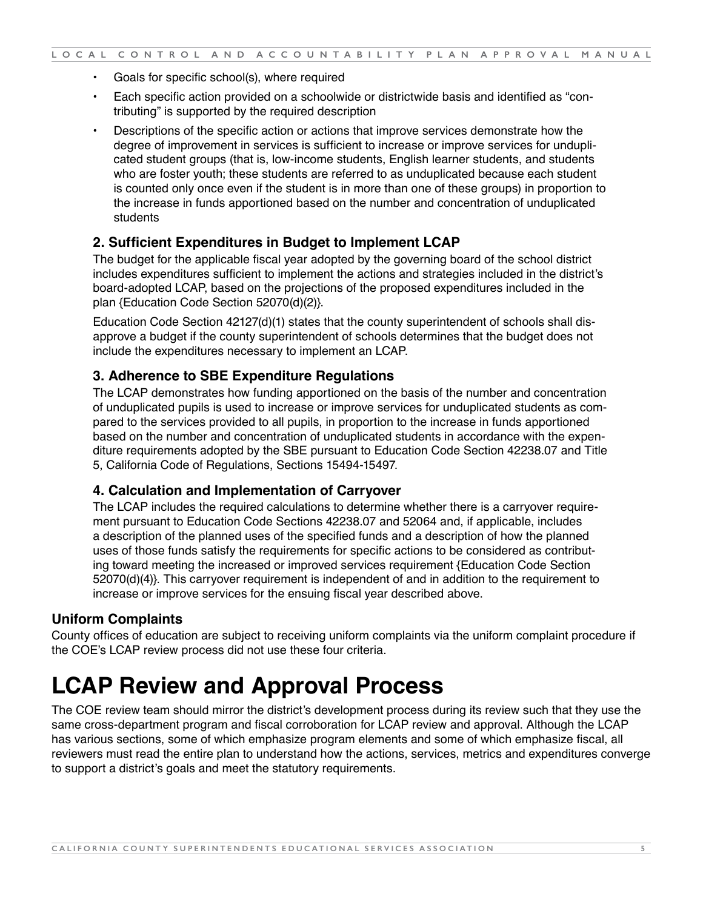- Goals for specific school(s), where required
- Each specific action provided on a schoolwide or districtwide basis and identified as "contributing" is supported by the required description
- Descriptions of the specific action or actions that improve services demonstrate how the degree of improvement in services is sufficient to increase or improve services for unduplicated student groups (that is, low-income students, English learner students, and students who are foster youth; these students are referred to as unduplicated because each student is counted only once even if the student is in more than one of these groups) in proportion to the increase in funds apportioned based on the number and concentration of unduplicated students

### 2. Sufficient Expenditures in Budget to Implement LCAP

The budget for the applicable fiscal year adopted by the governing board of the school district includes expenditures sufficient to implement the actions and strategies included in the district's board-adopted LCAP, based on the projections of the proposed expenditures included in the plan {Education Code Section 52070(d)(2)}.

Education Code Section 42127(d)(1) states that the county superintendent of schools shall disapprove a budget if the county superintendent of schools determines that the budget does not include the expenditures necessary to implement an LCAP.

### 3. Adherence to SBE Expenditure Regulations

The LCAP demonstrates how funding apportioned on the basis of the number and concentration of unduplicated pupils is used to increase or improve services for unduplicated students as compared to the services provided to all pupils, in proportion to the increase in funds apportioned based on the number and concentration of unduplicated students in accordance with the expenditure requirements adopted by the SBE pursuant to Education Code Section 42238.07 and Title 5, California Code of Regulations, Sections 15494-15497.

### 4. Calculation and Implementation of Carryover

The LCAP includes the required calculations to determine whether there is a carryover requirement pursuant to Education Code Sections 42238.07 and 52064 and, if applicable, includes a description of the planned uses of the specified funds and a description of how the planned uses of those funds satisfy the requirements for specific actions to be considered as contributing toward meeting the increased or improved services requirement {Education Code Section 52070(d)(4)}. This carryover requirement is independent of and in addition to the requirement to increase or improve services for the ensuing fiscal year described above.

## Uniform Complaints

County offices of education are subject to receiving uniform complaints via the uniform complaint procedure if the COE's LCAP review process did not use these four criteria.

# LCAP Review and Approval Process

The COE review team should mirror the district's development process during its review such that they use the same cross-department program and fiscal corroboration for LCAP review and approval. Although the LCAP has various sections, some of which emphasize program elements and some of which emphasize fiscal, all reviewers must read the entire plan to understand how the actions, services, metrics and expenditures converge to support a district's goals and meet the statutory requirements.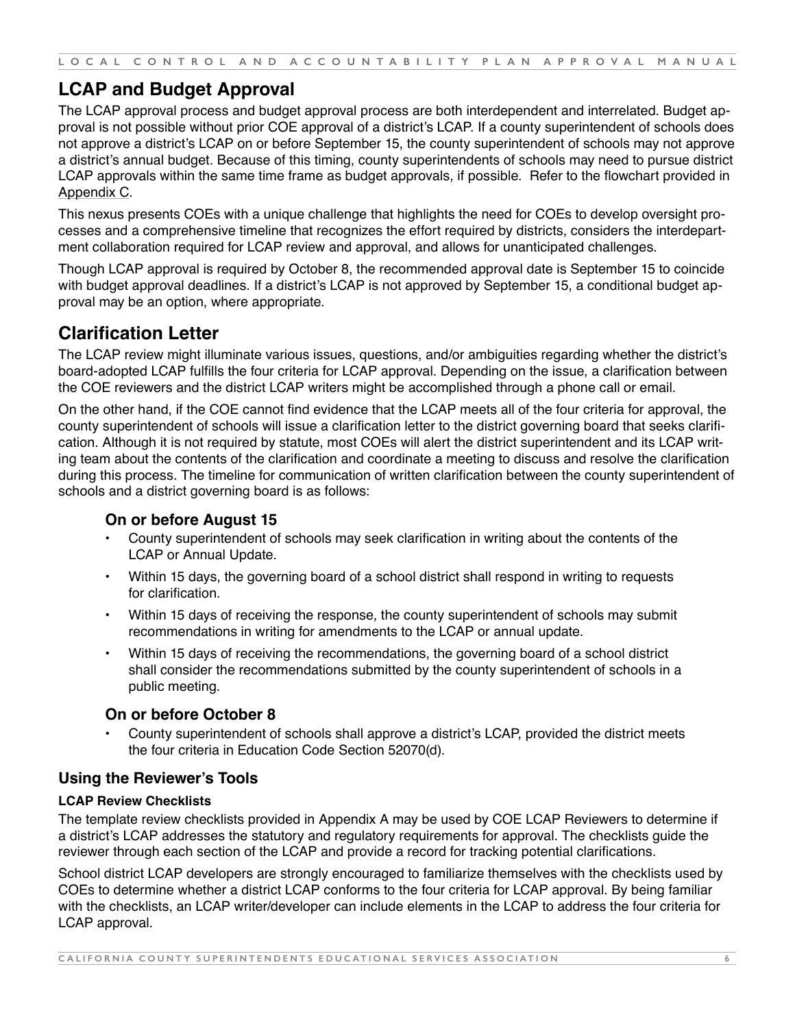## LCAP and Budget Approval

The LCAP approval process and budget approval process are both interdependent and interrelated. Budget approval is not possible without prior COE approval of a district's LCAP. If a county superintendent of schools does not approve a district's LCAP on or before September 15, the county superintendent of schools may not approve a district's annual budget. Because of this timing, county superintendents of schools may need to pursue district LCAP approvals within the same time frame as budget approvals, if possible. Refer to the flowchart provided in Appendix C.

This nexus presents COEs with a unique challenge that highlights the need for COEs to develop oversight processes and a comprehensive timeline that recognizes the effort required by districts, considers the interdepartment collaboration required for LCAP review and approval, and allows for unanticipated challenges.

Though LCAP approval is required by October 8, the recommended approval date is September 15 to coincide with budget approval deadlines. If a district's LCAP is not approved by September 15, a conditional budget approval may be an option, where appropriate.

## Clarification Letter

The LCAP review might illuminate various issues, questions, and/or ambiguities regarding whether the district's board-adopted LCAP fulfills the four criteria for LCAP approval. Depending on the issue, a clarification between the COE reviewers and the district LCAP writers might be accomplished through a phone call or email.

On the other hand, if the COE cannot find evidence that the LCAP meets all of the four criteria for approval, the county superintendent of schools will issue a clarification letter to the district governing board that seeks clarification. Although it is not required by statute, most COEs will alert the district superintendent and its LCAP writing team about the contents of the clarification and coordinate a meeting to discuss and resolve the clarification during this process. The timeline for communication of written clarification between the county superintendent of schools and a district governing board is as follows:

### On or before August 15

- County superintendent of schools may seek clarification in writing about the contents of the LCAP or Annual Update.
- Within 15 days, the governing board of a school district shall respond in writing to requests for clarification.
- Within 15 days of receiving the response, the county superintendent of schools may submit recommendations in writing for amendments to the LCAP or annual update.
- Within 15 days of receiving the recommendations, the governing board of a school district shall consider the recommendations submitted by the county superintendent of schools in a public meeting.

### On or before October 8

- County superintendent of schools shall approve a district's LCAP, provided the district meets the four criteria in Education Code Section 52070(d).

### Using the Reviewer's Tools

#### LCAP Review Checklists

The template review checklists provided in Appendix A may be used by COE LCAP Reviewers to determine if a district's LCAP addresses the statutory and regulatory requirements for approval. The checklists guide the reviewer through each section of the LCAP and provide a record for tracking potential clarifications.

School district LCAP developers are strongly encouraged to familiarize themselves with the checklists used by COEs to determine whether a district LCAP conforms to the four criteria for LCAP approval. By being familiar with the checklists, an LCAP writer/developer can include elements in the LCAP to address the four criteria for LCAP approval.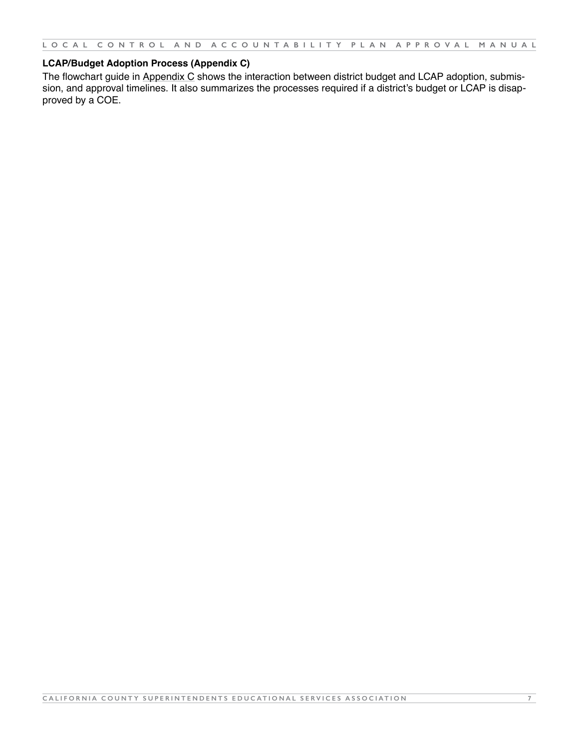**LCAP/Budget Adoption Process (Appendix C)**

The flowchart guide in Appendix C shows the interaction between district budget and LCAP adoption, submission, and approval timelines. It also summarizes the processes required if a district's budget or LCAP is disapproved by a COE.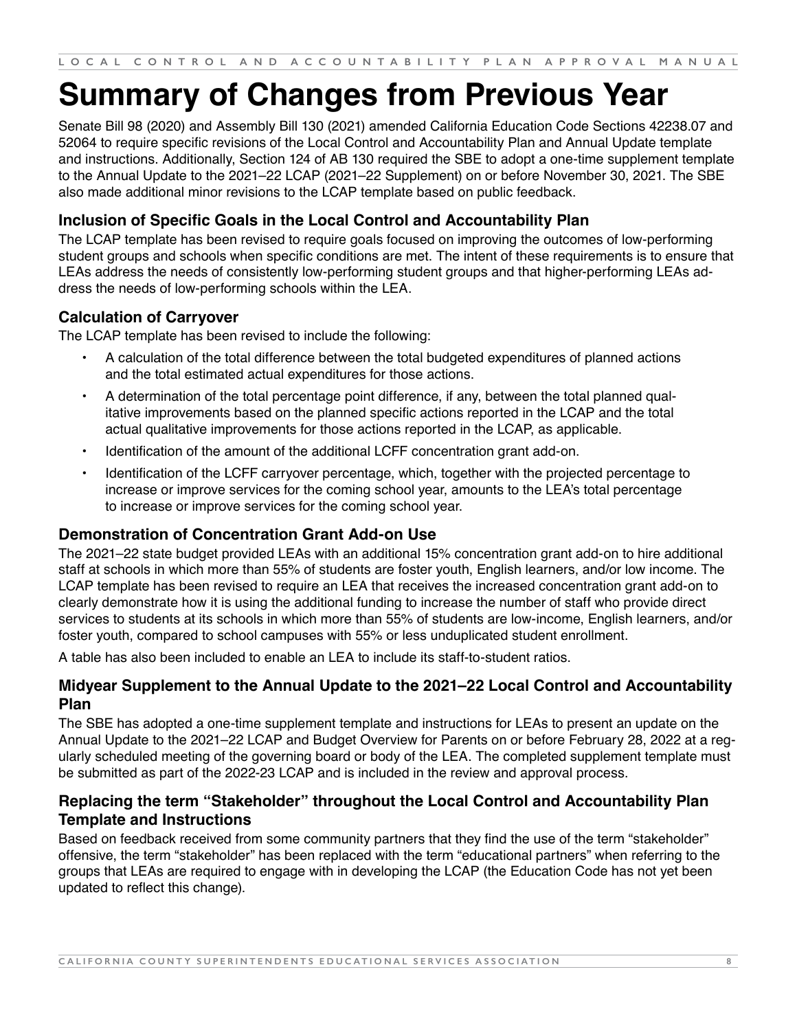# Summary of Changes from Previous Year

Senate Bill 98 (2020) and Assembly Bill 130 (2021) amended California Education Code Sections 42238.07 and 52064 to require specific revisions of the Local Control and Accountability Plan and Annual Update template and instructions. Additionally, Section 124 of AB 130 required the SBE to adopt a one-time supplement template to the Annual Update to the 2021–22 LCAP (2021–22 Supplement) on or before November 30, 2021. The SBE also made additional minor revisions to the LCAP template based on public feedback.

### Inclusion of Specific Goals in the Local Control and Accountability Plan

The LCAP template has been revised to require goals focused on improving the outcomes of low-performing student groups and schools when specific conditions are met. The intent of these requirements is to ensure that LEAs address the needs of consistently low-performing student groups and that higher-performing LEAs address the needs of low-performing schools within the LEA.

### Calculation of Carryover

The LCAP template has been revised to include the following:

- A calculation of the total difference between the total budgeted expenditures of planned actions and the total estimated actual expenditures for those actions.
- A determination of the total percentage point difference, if any, between the total planned qualitative improvements based on the planned specific actions reported in the LCAP and the total actual qualitative improvements for those actions reported in the LCAP, as applicable.
- Identification of the amount of the additional LCFF concentration grant add-on.
- Identification of the LCFF carryover percentage, which, together with the projected percentage to increase or improve services for the coming school year, amounts to the LEA's total percentage to increase or improve services for the coming school year.

### Demonstration of Concentration Grant Add-on Use

The 2021–22 state budget provided LEAs with an additional 15% concentration grant add-on to hire additional staff at schools in which more than 55% of students are foster youth, English learners, and/or low income. The LCAP template has been revised to require an LEA that receives the increased concentration grant add-on to clearly demonstrate how it is using the additional funding to increase the number of staff who provide direct services to students at its schools in which more than 55% of students are low-income, English learners, and/or foster youth, compared to school campuses with 55% or less unduplicated student enrollment.

A table has also been included to enable an LEA to include its staff-to-student ratios.

### Midyear Supplement to the Annual Update to the 2021–22 Local Control and Accountability Plan

The SBE has adopted a one-time supplement template and instructions for LEAs to present an update on the Annual Update to the 2021–22 LCAP and Budget Overview for Parents on or before February 28, 2022 at a regularly scheduled meeting of the governing board or body of the LEA. The completed supplement template must be submitted as part of the 2022-23 LCAP and is included in the review and approval process.

### Replacing the term "Stakeholder" throughout the Local Control and Accountability Plan Template and Instructions

Based on feedback received from some community partners that they find the use of the term "stakeholder" offensive, the term "stakeholder" has been replaced with the term "educational partners" when referring to the groups that LEAs are required to engage with in developing the LCAP (the Education Code has not yet been updated to reflect this change).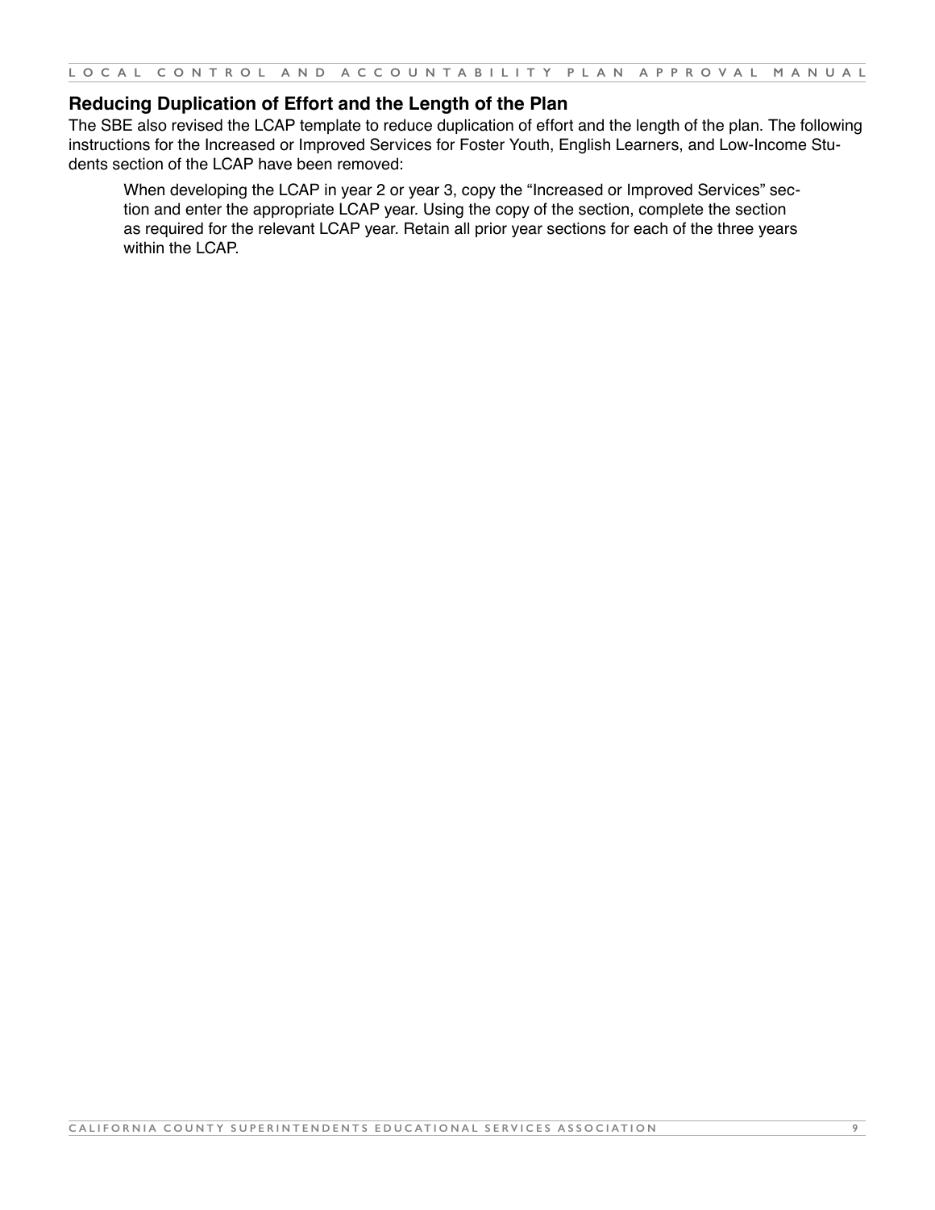### Reducing Duplication of Effort and the Length of the Plan

The SBE also revised the LCAP template to reduce duplication of effort and the length of the plan. The following instructions for the Increased or Improved Services for Foster Youth, English Learners, and Low-Income Students section of the LCAP have been removed:

> When developing the LCAP in year 2 or year 3, copy the "Increased or Improved Services" section and enter the appropriate LCAP year. Using the copy of the section, complete the section as required for the relevant LCAP year. Retain all prior year sections for each of the three years within the LCAP.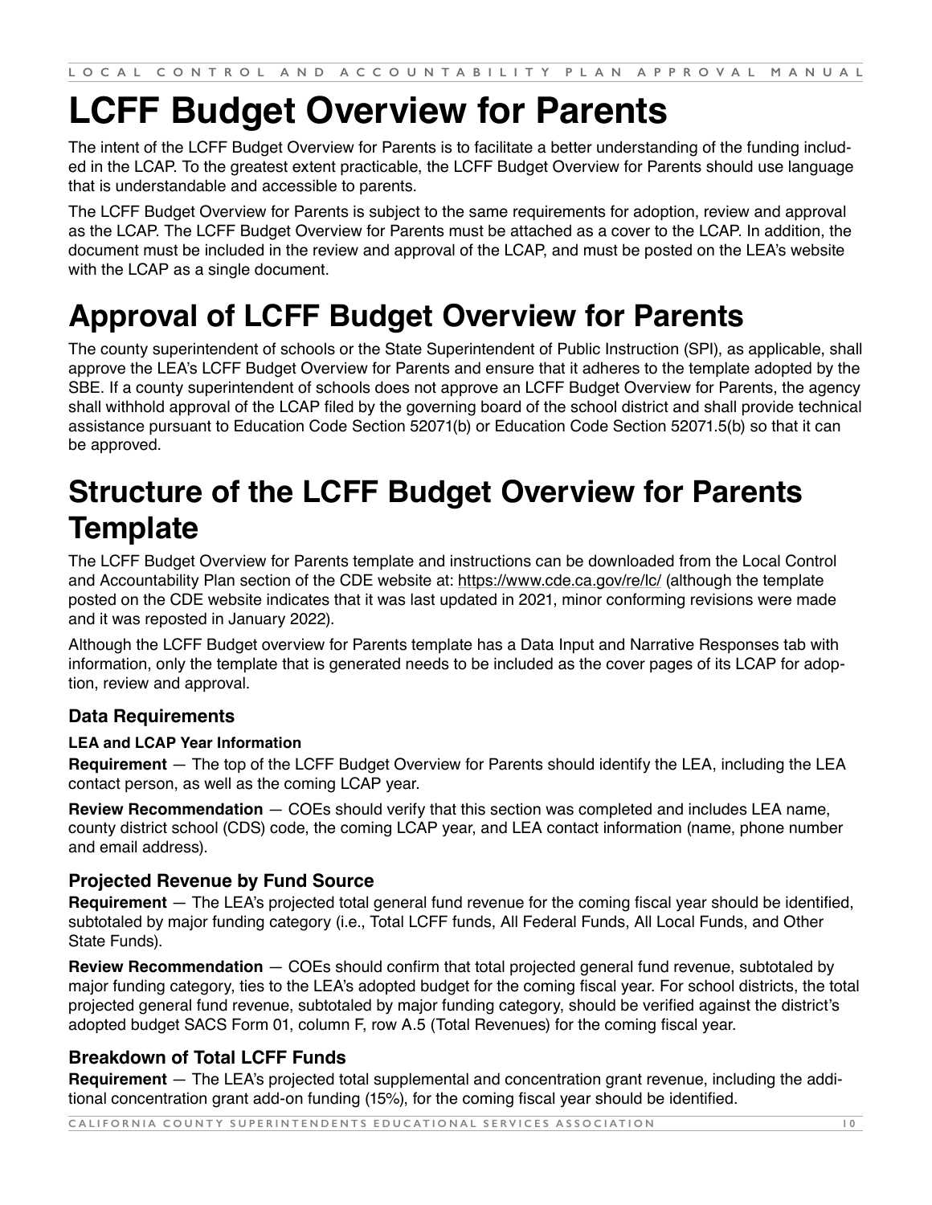# LCFF Budget Overview for Parents

The intent of the LCFF Budget Overview for Parents is to facilitate a better understanding of the funding included in the LCAP. To the greatest extent practicable, the LCFF Budget Overview for Parents should use language that is understandable and accessible to parents.

The LCFF Budget Overview for Parents is subject to the same requirements for adoption, review and approval as the LCAP. The LCFF Budget Overview for Parents must be attached as a cover to the LCAP. In addition, the document must be included in the review and approval of the LCAP, and must be posted on the LEA's website with the LCAP as a single document.

# Approval of LCFF Budget Overview for Parents

The county superintendent of schools or the State Superintendent of Public Instruction (SPI), as applicable, shall approve the LEA's LCFF Budget Overview for Parents and ensure that it adheres to the template adopted by the SBE. If a county superintendent of schools does not approve an LCFF Budget Overview for Parents, the agency shall withhold approval of the LCAP filed by the governing board of the school district and shall provide technical assistance pursuant to Education Code Section 52071(b) or Education Code Section 52071.5(b) so that it can be approved.

# Structure of the LCFF Budget Overview for Parents Template

The LCFF Budget Overview for Parents template and instructions can be downloaded from the Local Control and Accountability Plan section of the CDE website at: https://www.cde.ca.gov/re/lc/ (although the template posted on the CDE website indicates that it was last updated in 2021, minor conforming revisions were made and it was reposted in January 2022).

Although the LCFF Budget overview for Parents template has a Data Input and Narrative Responses tab with information, only the template that is generated needs to be included as the cover pages of its LCAP for adoption, review and approval.

### Data Requirements

#### LEA and LCAP Year Information

**Requirement** — The top of the LCFF Budget Overview for Parents should identify the LEA, including the LEA contact person, as well as the coming LCAP year.

**Review Recommendation** — COEs should verify that this section was completed and includes LEA name, county district school (CDS) code, the coming LCAP year, and LEA contact information (name, phone number and email address).

### Projected Revenue by Fund Source

**Requirement** — The LEA's projected total general fund revenue for the coming fiscal year should be identified, subtotaled by major funding category (i.e., Total LCFF funds, All Federal Funds, All Local Funds, and Other State Funds).

**Review Recommendation** — COEs should confirm that total projected general fund revenue, subtotaled by major funding category, ties to the LEA's adopted budget for the coming fiscal year. For school districts, the total projected general fund revenue, subtotaled by major funding category, should be verified against the district's adopted budget SACS Form 01, column F, row A.5 (Total Revenues) for the coming fiscal year.

### Breakdown of Total LCFF Funds

**Requirement** — The LEA's projected total supplemental and concentration grant revenue, including the additional concentration grant add-on funding (15%), for the coming fiscal year should be identified.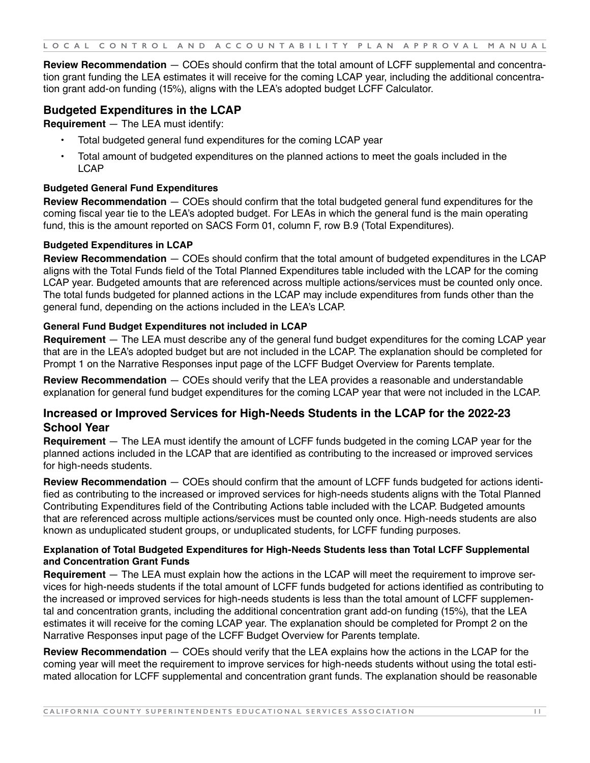**Review Recommendation** — COEs should confirm that the total amount of LCFF supplemental and concentration grant funding the LEA estimates it will receive for the coming LCAP year, including the additional concentration grant add-on funding (15%), aligns with the LEA's adopted budget LCFF Calculator.

## Budgeted Expenditures in the LCAP

**Requirement** — The LEA must identify:

- Total budgeted general fund expenditures for the coming LCAP year
- Total amount of budgeted expenditures on the planned actions to meet the goals included in the LCAP

#### Budgeted General Fund Expenditures

**Review Recommendation** — COEs should confirm that the total budgeted general fund expenditures for the coming fiscal year tie to the LEA's adopted budget. For LEAs in which the general fund is the main operating fund, this is the amount reported on SACS Form 01, column F, row B.9 (Total Expenditures).

#### Budgeted Expenditures in LCAP

**Review Recommendation** — COEs should confirm that the total amount of budgeted expenditures in the LCAP aligns with the Total Funds field of the Total Planned Expenditures table included with the LCAP for the coming LCAP year. Budgeted amounts that are referenced across multiple actions/services must be counted only once. The total funds budgeted for planned actions in the LCAP may include expenditures from funds other than the general fund, depending on the actions included in the LEA's LCAP.

#### General Fund Budget Expenditures not included in LCAP

**Requirement** — The LEA must describe any of the general fund budget expenditures for the coming LCAP year that are in the LEA's adopted budget but are not included in the LCAP. The explanation should be completed for Prompt 1 on the Narrative Responses input page of the LCFF Budget Overview for Parents template.

**Review Recommendation** — COEs should verify that the LEA provides a reasonable and understandable explanation for general fund budget expenditures for the coming LCAP year that were not included in the LCAP.

## Increased or Improved Services for High-Needs Students in the LCAP for the 2022-23 School Year

**Requirement** — The LEA must identify the amount of LCFF funds budgeted in the coming LCAP year for the planned actions included in the LCAP that are identified as contributing to the increased or improved services for high-needs students.

**Review Recommendation** — COEs should confirm that the amount of LCFF funds budgeted for actions identified as contributing to the increased or improved services for high-needs students aligns with the Total Planned Contributing Expenditures field of the Contributing Actions table included with the LCAP. Budgeted amounts that are referenced across multiple actions/services must be counted only once. High-needs students are also known as unduplicated student groups, or unduplicated students, for LCFF funding purposes.

#### Explanation of Total Budgeted Expenditures for High-Needs Students less than Total LCFF Supplemental and Concentration Grant Funds

**Requirement** — The LEA must explain how the actions in the LCAP will meet the requirement to improve services for high-needs students if the total amount of LCFF funds budgeted for actions identified as contributing to the increased or improved services for high-needs students is less than the total amount of LCFF supplemental and concentration grants, including the additional concentration grant add-on funding (15%), that the LEA estimates it will receive for the coming LCAP year. The explanation should be completed for Prompt 2 on the Narrative Responses input page of the LCFF Budget Overview for Parents template.

**Review Recommendation** — COEs should verify that the LEA explains how the actions in the LCAP for the coming year will meet the requirement to improve services for high-needs students without using the total estimated allocation for LCFF supplemental and concentration grant funds. The explanation should be reasonable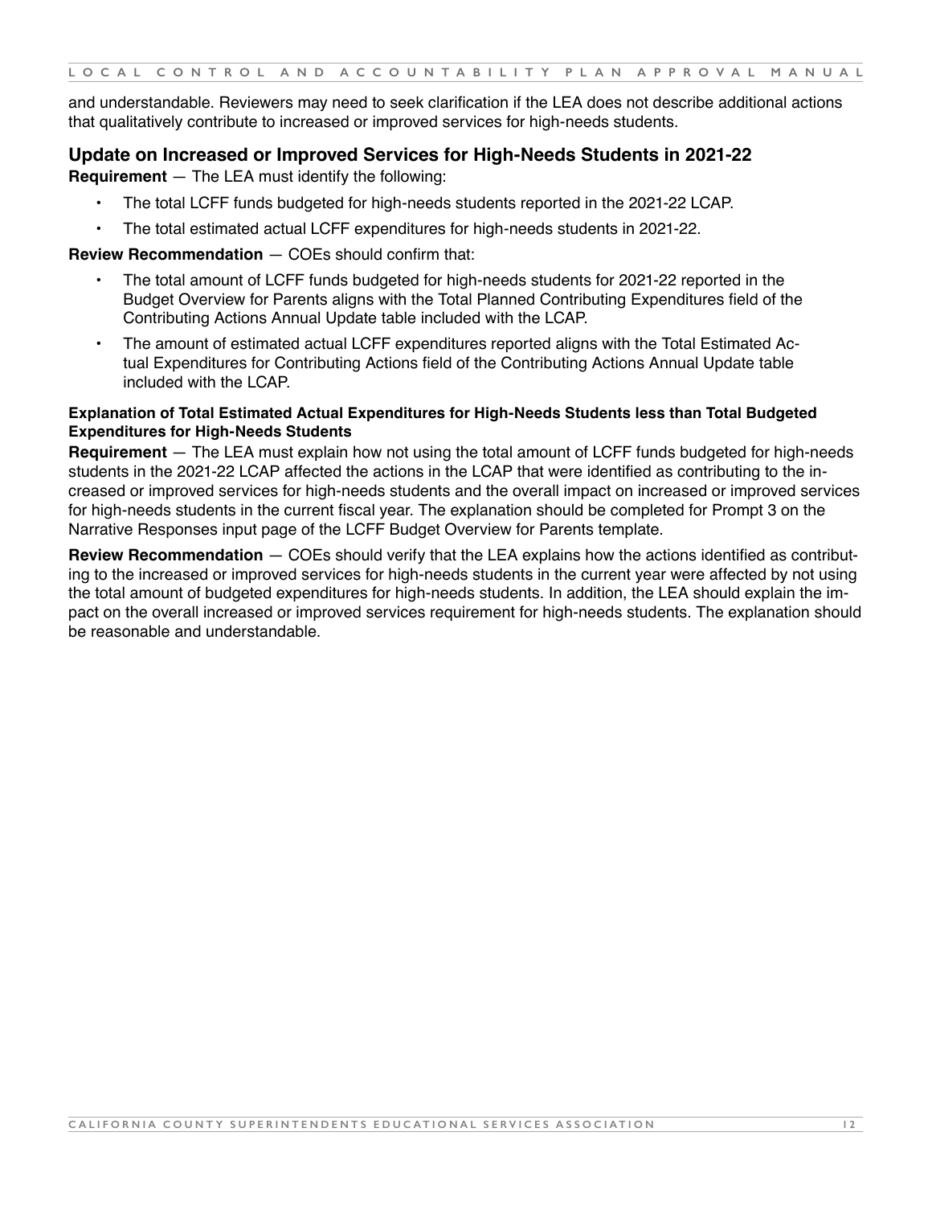and understandable. Reviewers may need to seek clarification if the LEA does not describe additional actions that qualitatively contribute to increased or improved services for high-needs students.

## Update on Increased or Improved Services for High-Needs Students in 2021-22

**Requirement** — The LEA must identify the following:

- The total LCFF funds budgeted for high-needs students reported in the 2021-22 LCAP.
- The total estimated actual LCFF expenditures for high-needs students in 2021-22.

**Review Recommendation** — COEs should confirm that:

- The total amount of LCFF funds budgeted for high-needs students for 2021-22 reported in the Budget Overview for Parents aligns with the Total Planned Contributing Expenditures field of the Contributing Actions Annual Update table included with the LCAP.
- The amount of estimated actual LCFF expenditures reported aligns with the Total Estimated Actual Expenditures for Contributing Actions field of the Contributing Actions Annual Update table included with the LCAP.

### Explanation of Total Estimated Actual Expenditures for High-Needs Students less than Total Budgeted Expenditures for High-Needs Students

**Requirement** — The LEA must explain how not using the total amount of LCFF funds budgeted for high-needs students in the 2021-22 LCAP affected the actions in the LCAP that were identified as contributing to the increased or improved services for high-needs students and the overall impact on increased or improved services for high-needs students in the current fiscal year. The explanation should be completed for Prompt 3 on the Narrative Responses input page of the LCFF Budget Overview for Parents template.

**Review Recommendation** — COEs should verify that the LEA explains how the actions identified as contributing to the increased or improved services for high-needs students in the current year were affected by not using the total amount of budgeted expenditures for high-needs students. In addition, the LEA should explain the impact on the overall increased or improved services requirement for high-needs students. The explanation should be reasonable and understandable.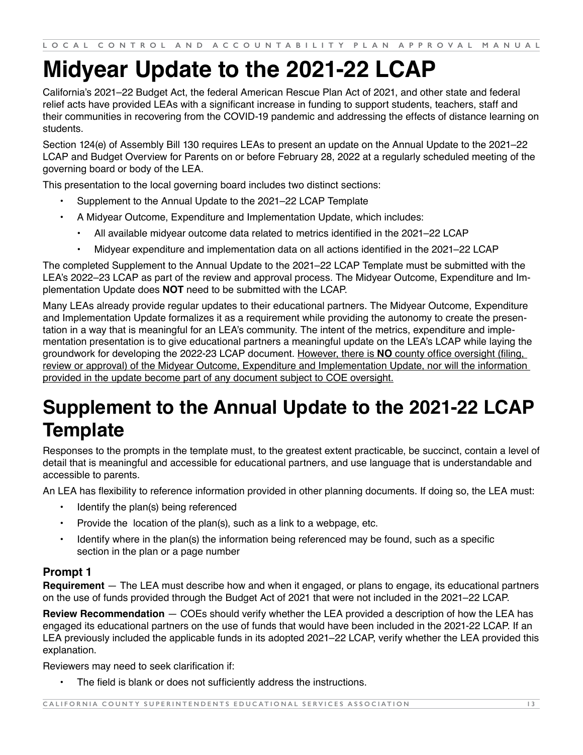# Midyear Update to the 2021-22 LCAP

California's 2021–22 Budget Act, the federal American Rescue Plan Act of 2021, and other state and federal relief acts have provided LEAs with a significant increase in funding to support students, teachers, staff and their communities in recovering from the COVID-19 pandemic and addressing the effects of distance learning on students.

Section 124(e) of Assembly Bill 130 requires LEAs to present an update on the Annual Update to the 2021–22 LCAP and Budget Overview for Parents on or before February 28, 2022 at a regularly scheduled meeting of the governing board or body of the LEA.

This presentation to the local governing board includes two distinct sections:

- Supplement to the Annual Update to the 2021–22 LCAP Template
- A Midyear Outcome, Expenditure and Implementation Update, which includes:
  - All available midyear outcome data related to metrics identified in the 2021–22 LCAP
  - Midyear expenditure and implementation data on all actions identified in the 2021–22 LCAP

The completed Supplement to the Annual Update to the 2021–22 LCAP Template must be submitted with the LEA's 2022–23 LCAP as part of the review and approval process. The Midyear Outcome, Expenditure and Implementation Update does **NOT** need to be submitted with the LCAP.

Many LEAs already provide regular updates to their educational partners. The Midyear Outcome, Expenditure and Implementation Update formalizes it as a requirement while providing the autonomy to create the presentation in a way that is meaningful for an LEA's community. The intent of the metrics, expenditure and implementation presentation is to give educational partners a meaningful update on the LEA's LCAP while laying the groundwork for developing the 2022-23 LCAP document. <u>However, there is **NO** county office oversight (filing, review or approval) of the Midyear Outcome, Expenditure and Implementation Update, nor will the information provided in the update become part of any document subject to COE oversight.</u>

# Supplement to the Annual Update to the 2021-22 LCAP Template

Responses to the prompts in the template must, to the greatest extent practicable, be succinct, contain a level of detail that is meaningful and accessible for educational partners, and use language that is understandable and accessible to parents.

An LEA has flexibility to reference information provided in other planning documents. If doing so, the LEA must:

- Identify the plan(s) being referenced
- Provide the location of the plan(s), such as a link to a webpage, etc.
- Identify where in the plan(s) the information being referenced may be found, such as a specific section in the plan or a page number

### Prompt 1

**Requirement** — The LEA must describe how and when it engaged, or plans to engage, its educational partners on the use of funds provided through the Budget Act of 2021 that were not included in the 2021–22 LCAP.

**Review Recommendation** — COEs should verify whether the LEA provided a description of how the LEA has engaged its educational partners on the use of funds that would have been included in the 2021-22 LCAP. If an LEA previously included the applicable funds in its adopted 2021–22 LCAP, verify whether the LEA provided this explanation.

Reviewers may need to seek clarification if:

- The field is blank or does not sufficiently address the instructions.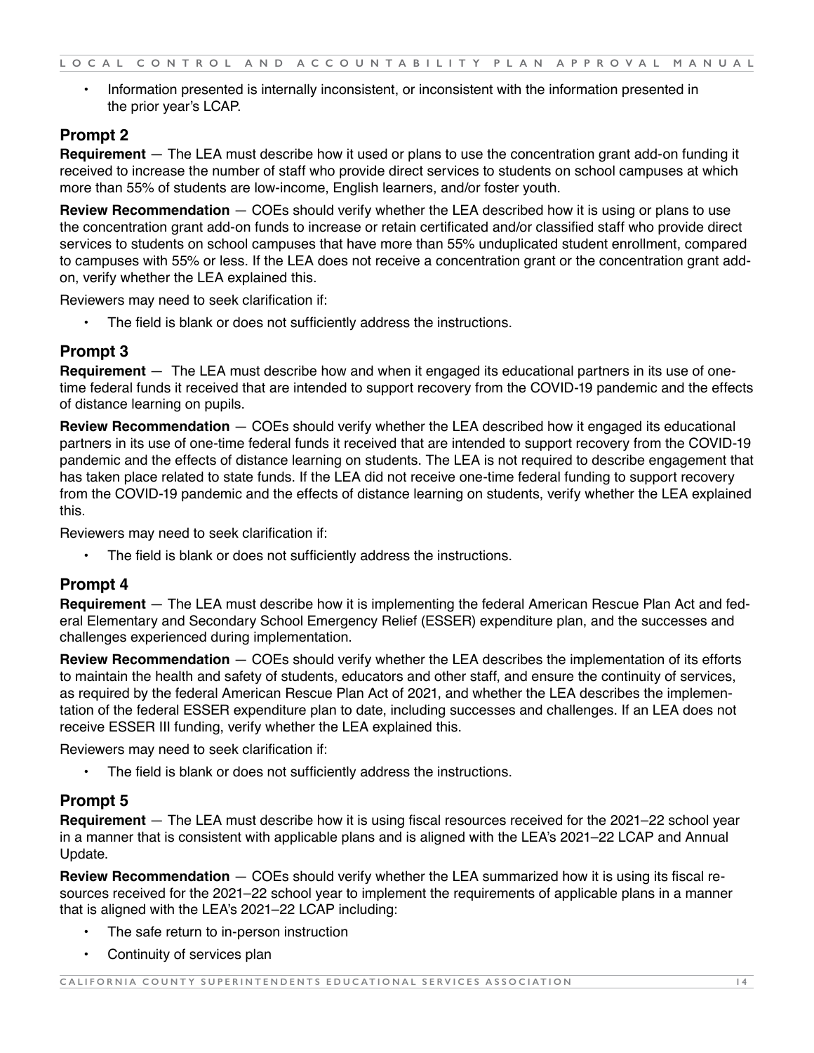- Information presented is internally inconsistent, or inconsistent with the information presented in the prior year's LCAP.

### Prompt 2

**Requirement** — The LEA must describe how it used or plans to use the concentration grant add-on funding it received to increase the number of staff who provide direct services to students on school campuses at which more than 55% of students are low-income, English learners, and/or foster youth.

**Review Recommendation** — COEs should verify whether the LEA described how it is using or plans to use the concentration grant add-on funds to increase or retain certificated and/or classified staff who provide direct services to students on school campuses that have more than 55% unduplicated student enrollment, compared to campuses with 55% or less. If the LEA does not receive a concentration grant or the concentration grant add-on, verify whether the LEA explained this.

Reviewers may need to seek clarification if:

- The field is blank or does not sufficiently address the instructions.

### Prompt 3

**Requirement** — The LEA must describe how and when it engaged its educational partners in its use of one-time federal funds it received that are intended to support recovery from the COVID-19 pandemic and the effects of distance learning on pupils.

**Review Recommendation** — COEs should verify whether the LEA described how it engaged its educational partners in its use of one-time federal funds it received that are intended to support recovery from the COVID-19 pandemic and the effects of distance learning on students. The LEA is not required to describe engagement that has taken place related to state funds. If the LEA did not receive one-time federal funding to support recovery from the COVID-19 pandemic and the effects of distance learning on students, verify whether the LEA explained this.

Reviewers may need to seek clarification if:

- The field is blank or does not sufficiently address the instructions.

### Prompt 4

**Requirement** — The LEA must describe how it is implementing the federal American Rescue Plan Act and federal Elementary and Secondary School Emergency Relief (ESSER) expenditure plan, and the successes and challenges experienced during implementation.

**Review Recommendation** — COEs should verify whether the LEA describes the implementation of its efforts to maintain the health and safety of students, educators and other staff, and ensure the continuity of services, as required by the federal American Rescue Plan Act of 2021, and whether the LEA describes the implementation of the federal ESSER expenditure plan to date, including successes and challenges. If an LEA does not receive ESSER III funding, verify whether the LEA explained this.

Reviewers may need to seek clarification if:

- The field is blank or does not sufficiently address the instructions.

### Prompt 5

**Requirement** — The LEA must describe how it is using fiscal resources received for the 2021–22 school year in a manner that is consistent with applicable plans and is aligned with the LEA's 2021–22 LCAP and Annual Update.

**Review Recommendation** — COEs should verify whether the LEA summarized how it is using its fiscal resources received for the 2021–22 school year to implement the requirements of applicable plans in a manner that is aligned with the LEA's 2021–22 LCAP including:

- The safe return to in-person instruction
- Continuity of services plan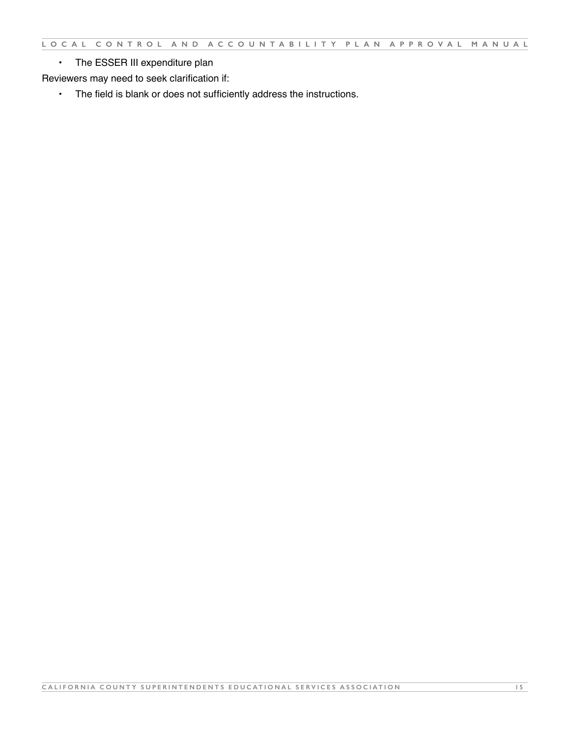- The ESSER III expenditure plan

Reviewers may need to seek clarification if:

- The field is blank or does not sufficiently address the instructions.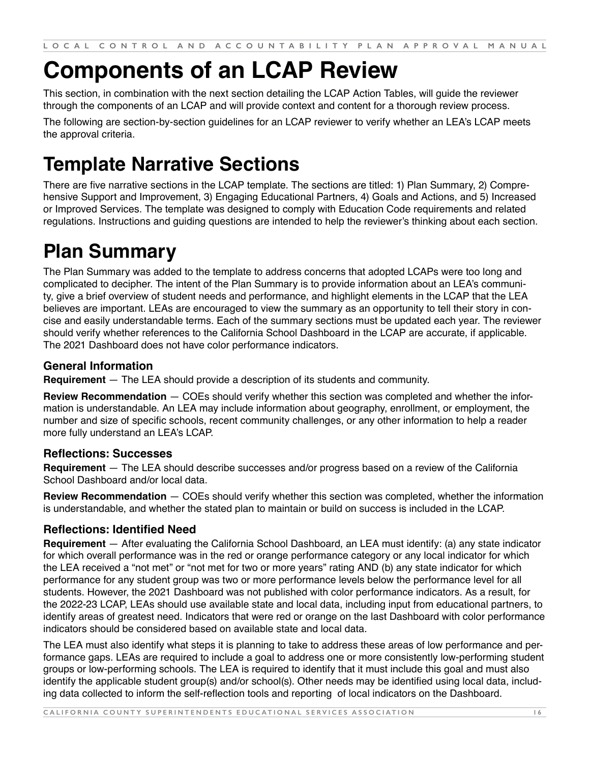# Components of an LCAP Review

This section, in combination with the next section detailing the LCAP Action Tables, will guide the reviewer through the components of an LCAP and will provide context and content for a thorough review process.

The following are section-by-section guidelines for an LCAP reviewer to verify whether an LEA's LCAP meets the approval criteria.

# Template Narrative Sections

There are five narrative sections in the LCAP template. The sections are titled: 1) Plan Summary, 2) Comprehensive Support and Improvement, 3) Engaging Educational Partners, 4) Goals and Actions, and 5) Increased or Improved Services. The template was designed to comply with Education Code requirements and related regulations. Instructions and guiding questions are intended to help the reviewer's thinking about each section.

# Plan Summary

The Plan Summary was added to the template to address concerns that adopted LCAPs were too long and complicated to decipher. The intent of the Plan Summary is to provide information about an LEA's community, give a brief overview of student needs and performance, and highlight elements in the LCAP that the LEA believes are important. LEAs are encouraged to view the summary as an opportunity to tell their story in concise and easily understandable terms. Each of the summary sections must be updated each year. The reviewer should verify whether references to the California School Dashboard in the LCAP are accurate, if applicable. The 2021 Dashboard does not have color performance indicators.

### General Information

**Requirement** — The LEA should provide a description of its students and community.

**Review Recommendation** — COEs should verify whether this section was completed and whether the information is understandable. An LEA may include information about geography, enrollment, or employment, the number and size of specific schools, recent community challenges, or any other information to help a reader more fully understand an LEA's LCAP.

### Reflections: Successes

**Requirement** — The LEA should describe successes and/or progress based on a review of the California School Dashboard and/or local data.

**Review Recommendation** — COEs should verify whether this section was completed, whether the information is understandable, and whether the stated plan to maintain or build on success is included in the LCAP.

### Reflections: Identified Need

**Requirement** — After evaluating the California School Dashboard, an LEA must identify: (a) any state indicator for which overall performance was in the red or orange performance category or any local indicator for which the LEA received a "not met" or "not met for two or more years" rating AND (b) any state indicator for which performance for any student group was two or more performance levels below the performance level for all students. However, the 2021 Dashboard was not published with color performance indicators. As a result, for the 2022-23 LCAP, LEAs should use available state and local data, including input from educational partners, to identify areas of greatest need. Indicators that were red or orange on the last Dashboard with color performance indicators should be considered based on available state and local data.

The LEA must also identify what steps it is planning to take to address these areas of low performance and performance gaps. LEAs are required to include a goal to address one or more consistently low-performing student groups or low-performing schools. The LEA is required to identify that it must include this goal and must also identify the applicable student group(s) and/or school(s). Other needs may be identified using local data, including data collected to inform the self-reflection tools and reporting of local indicators on the Dashboard.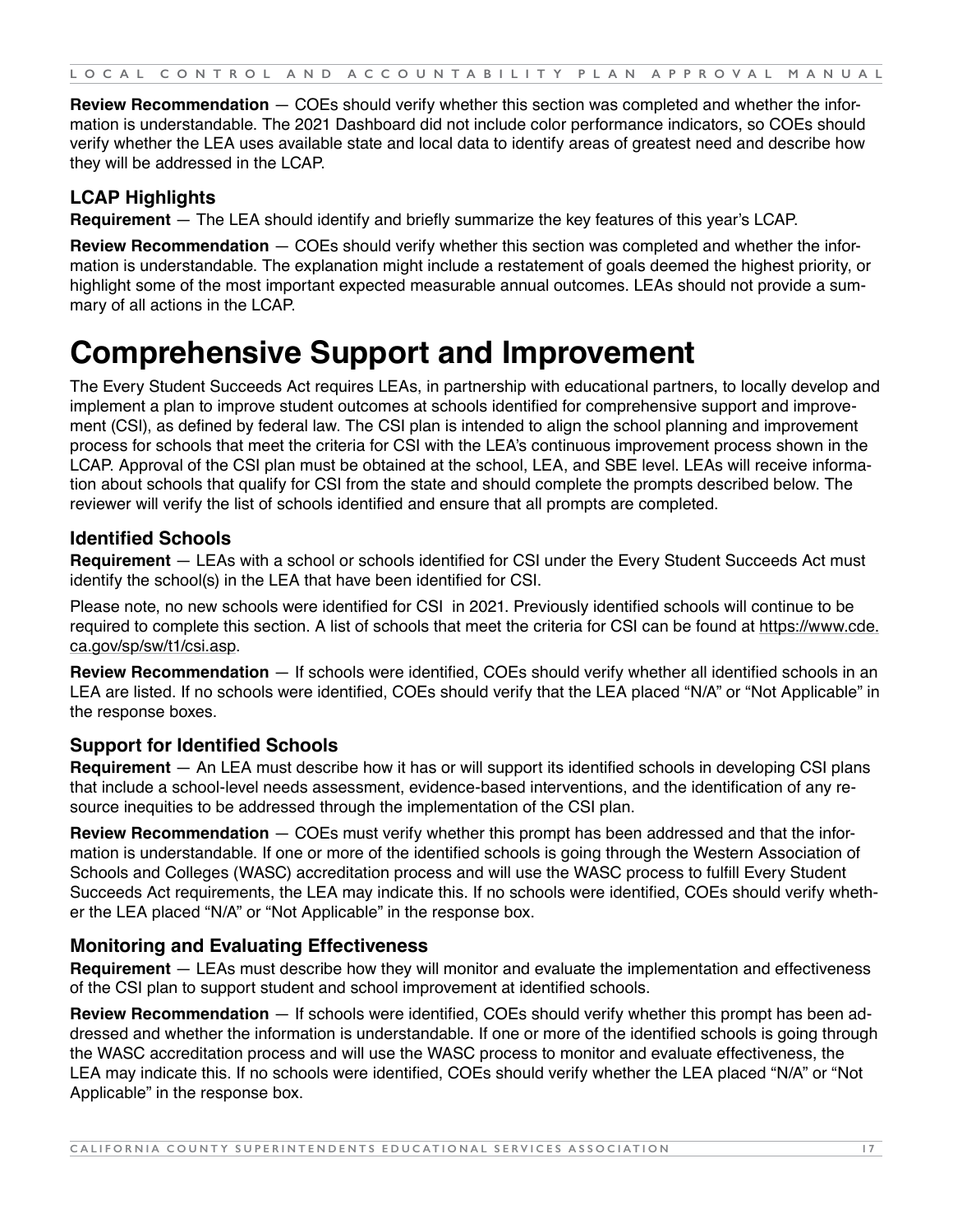**Review Recommendation** — COEs should verify whether this section was completed and whether the information is understandable. The 2021 Dashboard did not include color performance indicators, so COEs should verify whether the LEA uses available state and local data to identify areas of greatest need and describe how they will be addressed in the LCAP.

### LCAP Highlights

**Requirement** — The LEA should identify and briefly summarize the key features of this year's LCAP.

**Review Recommendation** — COEs should verify whether this section was completed and whether the information is understandable. The explanation might include a restatement of goals deemed the highest priority, or highlight some of the most important expected measurable annual outcomes. LEAs should not provide a summary of all actions in the LCAP.

# Comprehensive Support and Improvement

The Every Student Succeeds Act requires LEAs, in partnership with educational partners, to locally develop and implement a plan to improve student outcomes at schools identified for comprehensive support and improvement (CSI), as defined by federal law. The CSI plan is intended to align the school planning and improvement process for schools that meet the criteria for CSI with the LEA's continuous improvement process shown in the LCAP. Approval of the CSI plan must be obtained at the school, LEA, and SBE level. LEAs will receive information about schools that qualify for CSI from the state and should complete the prompts described below. The reviewer will verify the list of schools identified and ensure that all prompts are completed.

### Identified Schools

**Requirement** — LEAs with a school or schools identified for CSI under the Every Student Succeeds Act must identify the school(s) in the LEA that have been identified for CSI.

Please note, no new schools were identified for CSI in 2021. Previously identified schools will continue to be required to complete this section. A list of schools that meet the criteria for CSI can be found at https://www.cde.ca.gov/sp/sw/t1/csi.asp.

**Review Recommendation** — If schools were identified, COEs should verify whether all identified schools in an LEA are listed. If no schools were identified, COEs should verify that the LEA placed "N/A" or "Not Applicable" in the response boxes.

### Support for Identified Schools

**Requirement** — An LEA must describe how it has or will support its identified schools in developing CSI plans that include a school-level needs assessment, evidence-based interventions, and the identification of any resource inequities to be addressed through the implementation of the CSI plan.

**Review Recommendation** — COEs must verify whether this prompt has been addressed and that the information is understandable. If one or more of the identified schools is going through the Western Association of Schools and Colleges (WASC) accreditation process and will use the WASC process to fulfill Every Student Succeeds Act requirements, the LEA may indicate this. If no schools were identified, COEs should verify whether the LEA placed "N/A" or "Not Applicable" in the response box.

### Monitoring and Evaluating Effectiveness

**Requirement** — LEAs must describe how they will monitor and evaluate the implementation and effectiveness of the CSI plan to support student and school improvement at identified schools.

**Review Recommendation** — If schools were identified, COEs should verify whether this prompt has been addressed and whether the information is understandable. If one or more of the identified schools is going through the WASC accreditation process and will use the WASC process to monitor and evaluate effectiveness, the LEA may indicate this. If no schools were identified, COEs should verify whether the LEA placed "N/A" or "Not Applicable" in the response box.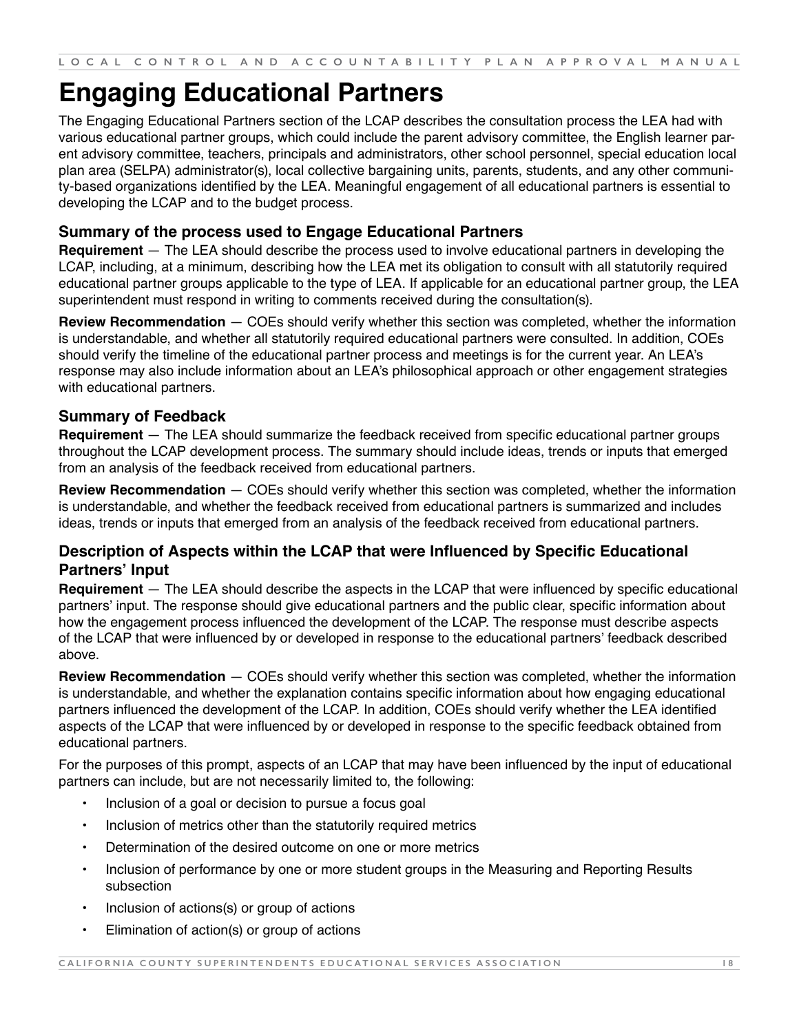# Engaging Educational Partners

The Engaging Educational Partners section of the LCAP describes the consultation process the LEA had with various educational partner groups, which could include the parent advisory committee, the English learner parent advisory committee, teachers, principals and administrators, other school personnel, special education local plan area (SELPA) administrator(s), local collective bargaining units, parents, students, and any other community-based organizations identified by the LEA. Meaningful engagement of all educational partners is essential to developing the LCAP and to the budget process.

## Summary of the process used to Engage Educational Partners

**Requirement** — The LEA should describe the process used to involve educational partners in developing the LCAP, including, at a minimum, describing how the LEA met its obligation to consult with all statutorily required educational partner groups applicable to the type of LEA. If applicable for an educational partner group, the LEA superintendent must respond in writing to comments received during the consultation(s).

**Review Recommendation** — COEs should verify whether this section was completed, whether the information is understandable, and whether all statutorily required educational partners were consulted. In addition, COEs should verify the timeline of the educational partner process and meetings is for the current year. An LEA's response may also include information about an LEA's philosophical approach or other engagement strategies with educational partners.

## Summary of Feedback

**Requirement** — The LEA should summarize the feedback received from specific educational partner groups throughout the LCAP development process. The summary should include ideas, trends or inputs that emerged from an analysis of the feedback received from educational partners.

**Review Recommendation** — COEs should verify whether this section was completed, whether the information is understandable, and whether the feedback received from educational partners is summarized and includes ideas, trends or inputs that emerged from an analysis of the feedback received from educational partners.

## Description of Aspects within the LCAP that were Influenced by Specific Educational Partners' Input

**Requirement** — The LEA should describe the aspects in the LCAP that were influenced by specific educational partners' input. The response should give educational partners and the public clear, specific information about how the engagement process influenced the development of the LCAP. The response must describe aspects of the LCAP that were influenced by or developed in response to the educational partners' feedback described above.

**Review Recommendation** — COEs should verify whether this section was completed, whether the information is understandable, and whether the explanation contains specific information about how engaging educational partners influenced the development of the LCAP. In addition, COEs should verify whether the LEA identified aspects of the LCAP that were influenced by or developed in response to the specific feedback obtained from educational partners.

For the purposes of this prompt, aspects of an LCAP that may have been influenced by the input of educational partners can include, but are not necessarily limited to, the following:

- Inclusion of a goal or decision to pursue a focus goal
- Inclusion of metrics other than the statutorily required metrics
- Determination of the desired outcome on one or more metrics
- Inclusion of performance by one or more student groups in the Measuring and Reporting Results subsection
- Inclusion of actions(s) or group of actions
- Elimination of action(s) or group of actions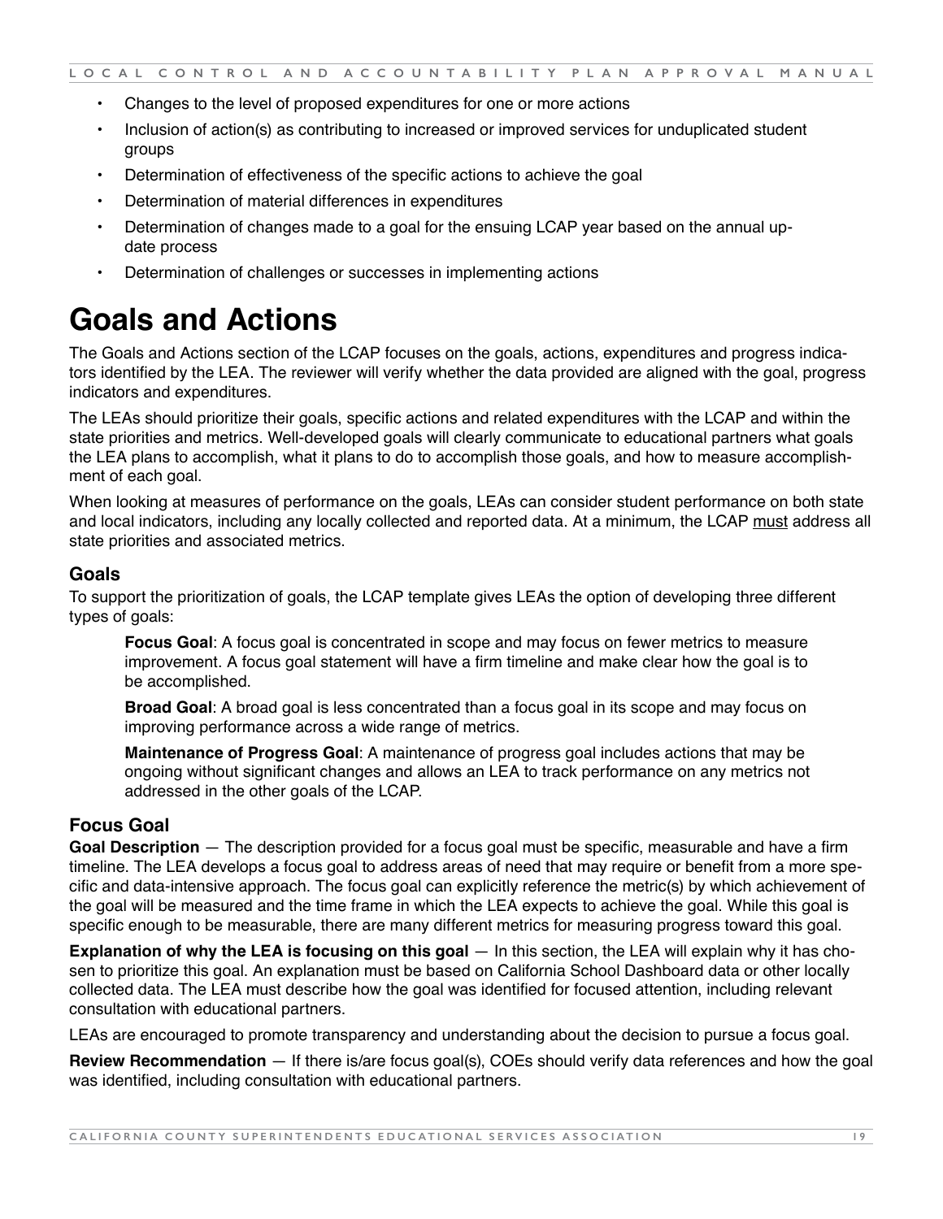- Changes to the level of proposed expenditures for one or more actions
- Inclusion of action(s) as contributing to increased or improved services for unduplicated student groups
- Determination of effectiveness of the specific actions to achieve the goal
- Determination of material differences in expenditures
- Determination of changes made to a goal for the ensuing LCAP year based on the annual update process
- Determination of challenges or successes in implementing actions

# Goals and Actions

The Goals and Actions section of the LCAP focuses on the goals, actions, expenditures and progress indicators identified by the LEA. The reviewer will verify whether the data provided are aligned with the goal, progress indicators and expenditures.

The LEAs should prioritize their goals, specific actions and related expenditures with the LCAP and within the state priorities and metrics. Well-developed goals will clearly communicate to educational partners what goals the LEA plans to accomplish, what it plans to do to accomplish those goals, and how to measure accomplishment of each goal.

When looking at measures of performance on the goals, LEAs can consider student performance on both state and local indicators, including any locally collected and reported data. At a minimum, the LCAP must address all state priorities and associated metrics.

## Goals

To support the prioritization of goals, the LCAP template gives LEAs the option of developing three different types of goals:

> **Focus Goal**: A focus goal is concentrated in scope and may focus on fewer metrics to measure improvement. A focus goal statement will have a firm timeline and make clear how the goal is to be accomplished.
>
> **Broad Goal**: A broad goal is less concentrated than a focus goal in its scope and may focus on improving performance across a wide range of metrics.
>
> **Maintenance of Progress Goal**: A maintenance of progress goal includes actions that may be ongoing without significant changes and allows an LEA to track performance on any metrics not addressed in the other goals of the LCAP.

## Focus Goal

**Goal Description** — The description provided for a focus goal must be specific, measurable and have a firm timeline. The LEA develops a focus goal to address areas of need that may require or benefit from a more specific and data-intensive approach. The focus goal can explicitly reference the metric(s) by which achievement of the goal will be measured and the time frame in which the LEA expects to achieve the goal. While this goal is specific enough to be measurable, there are many different metrics for measuring progress toward this goal.

**Explanation of why the LEA is focusing on this goal** — In this section, the LEA will explain why it has chosen to prioritize this goal. An explanation must be based on California School Dashboard data or other locally collected data. The LEA must describe how the goal was identified for focused attention, including relevant consultation with educational partners.

LEAs are encouraged to promote transparency and understanding about the decision to pursue a focus goal.

**Review Recommendation** — If there is/are focus goal(s), COEs should verify data references and how the goal was identified, including consultation with educational partners.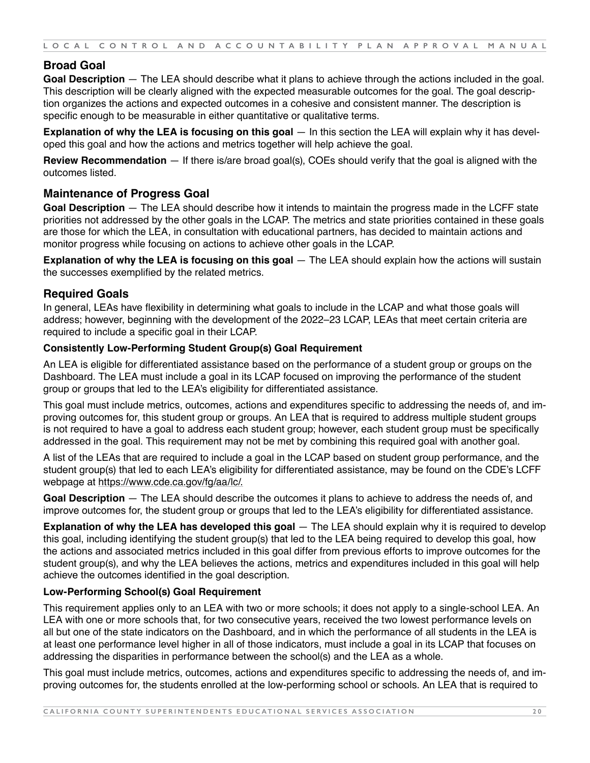## Broad Goal

**Goal Description** — The LEA should describe what it plans to achieve through the actions included in the goal. This description will be clearly aligned with the expected measurable outcomes for the goal. The goal description organizes the actions and expected outcomes in a cohesive and consistent manner. The description is specific enough to be measurable in either quantitative or qualitative terms.

**Explanation of why the LEA is focusing on this goal** — In this section the LEA will explain why it has developed this goal and how the actions and metrics together will help achieve the goal.

**Review Recommendation** — If there is/are broad goal(s), COEs should verify that the goal is aligned with the outcomes listed.

## Maintenance of Progress Goal

**Goal Description** — The LEA should describe how it intends to maintain the progress made in the LCFF state priorities not addressed by the other goals in the LCAP. The metrics and state priorities contained in these goals are those for which the LEA, in consultation with educational partners, has decided to maintain actions and monitor progress while focusing on actions to achieve other goals in the LCAP.

**Explanation of why the LEA is focusing on this goal** — The LEA should explain how the actions will sustain the successes exemplified by the related metrics.

## Required Goals

In general, LEAs have flexibility in determining what goals to include in the LCAP and what those goals will address; however, beginning with the development of the 2022–23 LCAP, LEAs that meet certain criteria are required to include a specific goal in their LCAP.

### Consistently Low-Performing Student Group(s) Goal Requirement

An LEA is eligible for differentiated assistance based on the performance of a student group or groups on the Dashboard. The LEA must include a goal in its LCAP focused on improving the performance of the student group or groups that led to the LEA's eligibility for differentiated assistance.

This goal must include metrics, outcomes, actions and expenditures specific to addressing the needs of, and improving outcomes for, this student group or groups. An LEA that is required to address multiple student groups is not required to have a goal to address each student group; however, each student group must be specifically addressed in the goal. This requirement may not be met by combining this required goal with another goal.

A list of the LEAs that are required to include a goal in the LCAP based on student group performance, and the student group(s) that led to each LEA's eligibility for differentiated assistance, may be found on the CDE's LCFF webpage at https://www.cde.ca.gov/fg/aa/lc/.

**Goal Description** — The LEA should describe the outcomes it plans to achieve to address the needs of, and improve outcomes for, the student group or groups that led to the LEA's eligibility for differentiated assistance.

**Explanation of why the LEA has developed this goal** — The LEA should explain why it is required to develop this goal, including identifying the student group(s) that led to the LEA being required to develop this goal, how the actions and associated metrics included in this goal differ from previous efforts to improve outcomes for the student group(s), and why the LEA believes the actions, metrics and expenditures included in this goal will help achieve the outcomes identified in the goal description.

### Low-Performing School(s) Goal Requirement

This requirement applies only to an LEA with two or more schools; it does not apply to a single-school LEA. An LEA with one or more schools that, for two consecutive years, received the two lowest performance levels on all but one of the state indicators on the Dashboard, and in which the performance of all students in the LEA is at least one performance level higher in all of those indicators, must include a goal in its LCAP that focuses on addressing the disparities in performance between the school(s) and the LEA as a whole.

This goal must include metrics, outcomes, actions and expenditures specific to addressing the needs of, and improving outcomes for, the students enrolled at the low-performing school or schools. An LEA that is required to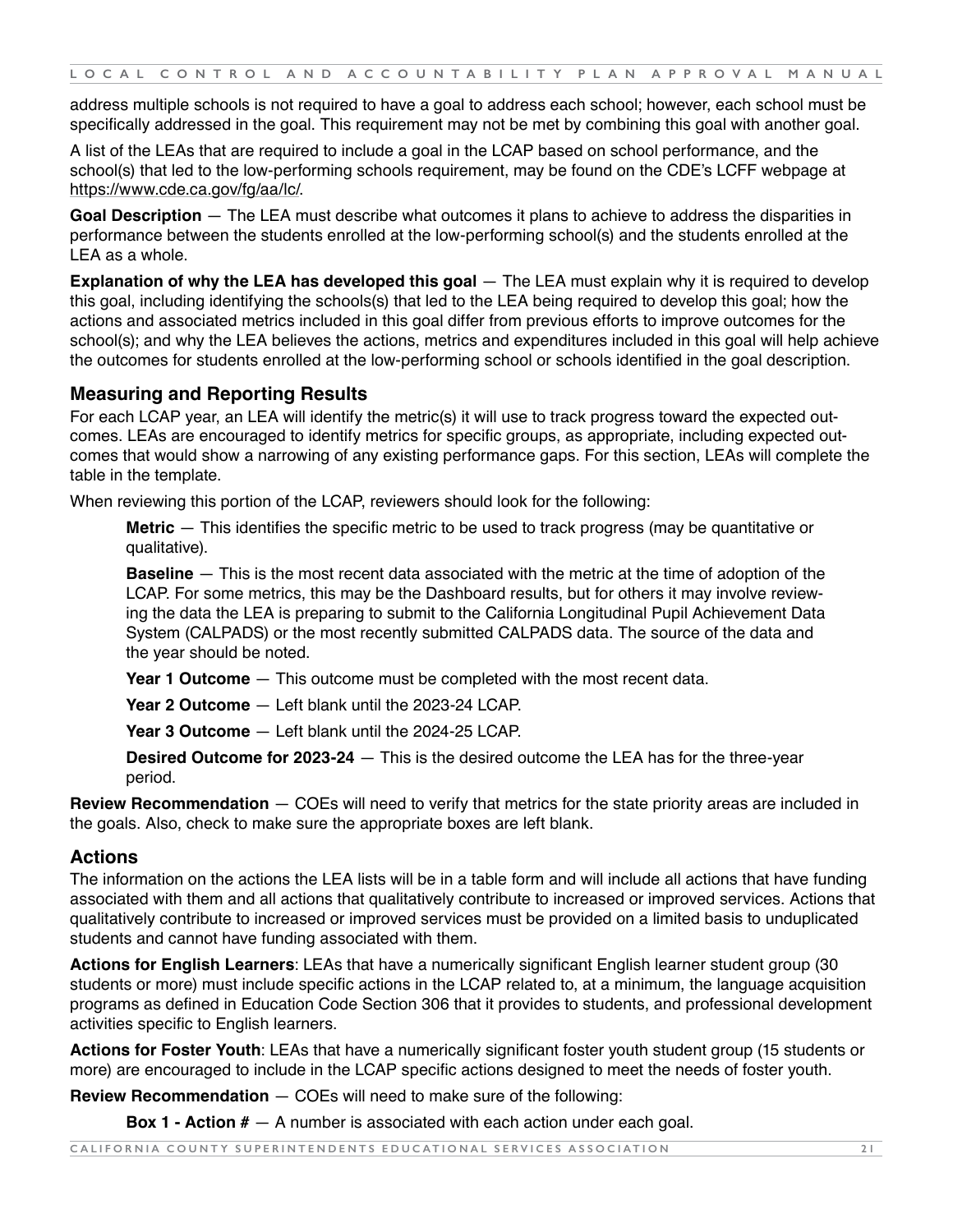address multiple schools is not required to have a goal to address each school; however, each school must be specifically addressed in the goal. This requirement may not be met by combining this goal with another goal.

A list of the LEAs that are required to include a goal in the LCAP based on school performance, and the school(s) that led to the low-performing schools requirement, may be found on the CDE's LCFF webpage at https://www.cde.ca.gov/fg/aa/lc/.

**Goal Description** — The LEA must describe what outcomes it plans to achieve to address the disparities in performance between the students enrolled at the low-performing school(s) and the students enrolled at the LEA as a whole.

**Explanation of why the LEA has developed this goal** — The LEA must explain why it is required to develop this goal, including identifying the schools(s) that led to the LEA being required to develop this goal; how the actions and associated metrics included in this goal differ from previous efforts to improve outcomes for the school(s); and why the LEA believes the actions, metrics and expenditures included in this goal will help achieve the outcomes for students enrolled at the low-performing school or schools identified in the goal description.

## Measuring and Reporting Results

For each LCAP year, an LEA will identify the metric(s) it will use to track progress toward the expected outcomes. LEAs are encouraged to identify metrics for specific groups, as appropriate, including expected outcomes that would show a narrowing of any existing performance gaps. For this section, LEAs will complete the table in the template.

When reviewing this portion of the LCAP, reviewers should look for the following:

> **Metric** — This identifies the specific metric to be used to track progress (may be quantitative or qualitative).
>
> **Baseline** — This is the most recent data associated with the metric at the time of adoption of the LCAP. For some metrics, this may be the Dashboard results, but for others it may involve reviewing the data the LEA is preparing to submit to the California Longitudinal Pupil Achievement Data System (CALPADS) or the most recently submitted CALPADS data. The source of the data and the year should be noted.
>
> **Year 1 Outcome** — This outcome must be completed with the most recent data.
>
> **Year 2 Outcome** — Left blank until the 2023-24 LCAP.
>
> **Year 3 Outcome** — Left blank until the 2024-25 LCAP.
>
> **Desired Outcome for 2023-24** — This is the desired outcome the LEA has for the three-year period.

**Review Recommendation** — COEs will need to verify that metrics for the state priority areas are included in the goals. Also, check to make sure the appropriate boxes are left blank.

## Actions

The information on the actions the LEA lists will be in a table form and will include all actions that have funding associated with them and all actions that qualitatively contribute to increased or improved services. Actions that qualitatively contribute to increased or improved services must be provided on a limited basis to unduplicated students and cannot have funding associated with them.

**Actions for English Learners**: LEAs that have a numerically significant English learner student group (30 students or more) must include specific actions in the LCAP related to, at a minimum, the language acquisition programs as defined in Education Code Section 306 that it provides to students, and professional development activities specific to English learners.

**Actions for Foster Youth**: LEAs that have a numerically significant foster youth student group (15 students or more) are encouraged to include in the LCAP specific actions designed to meet the needs of foster youth.

**Review Recommendation** — COEs will need to make sure of the following:

> **Box 1 - Action #** — A number is associated with each action under each goal.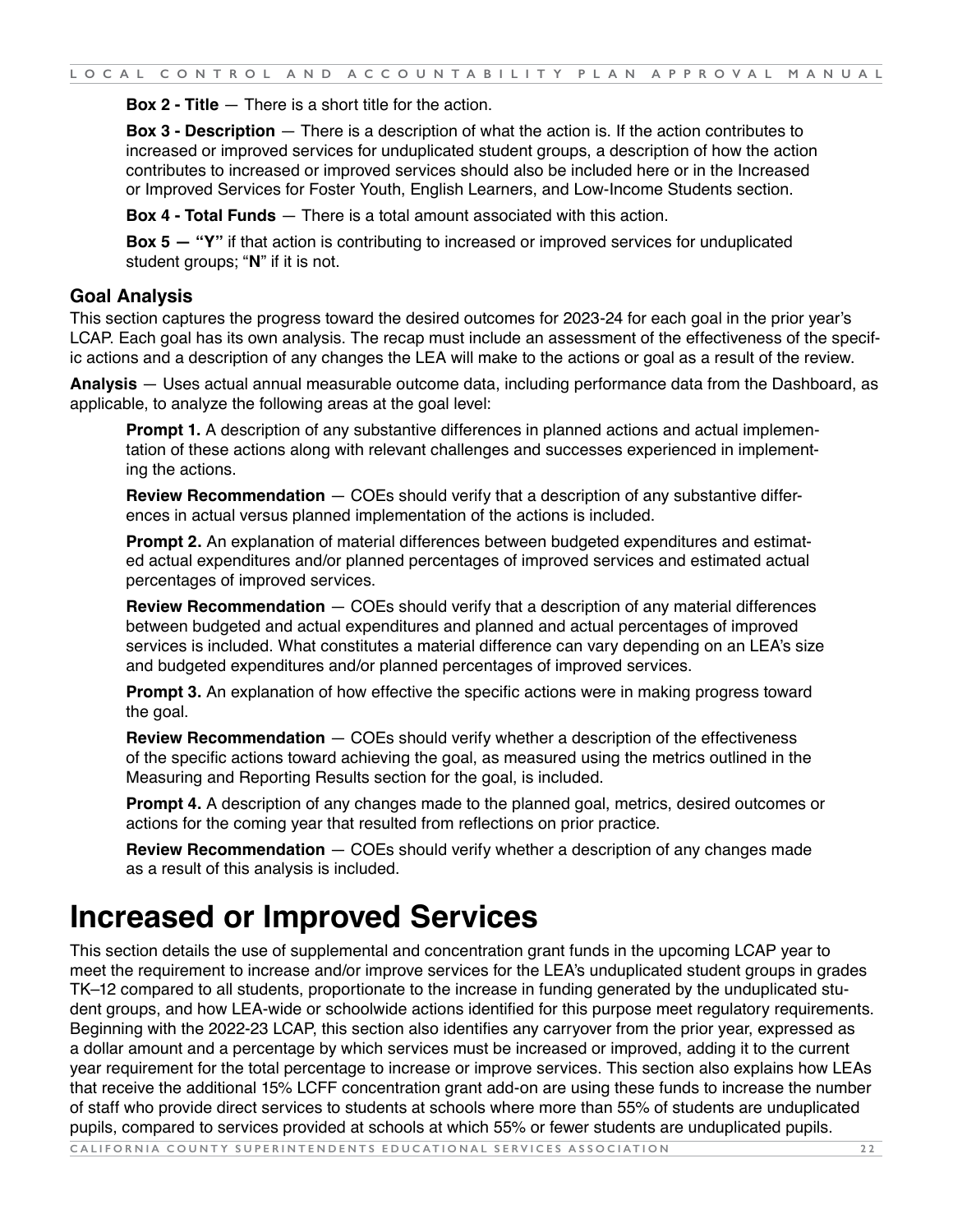**Box 2 - Title** — There is a short title for the action.

**Box 3 - Description** — There is a description of what the action is. If the action contributes to increased or improved services for unduplicated student groups, a description of how the action contributes to increased or improved services should also be included here or in the Increased or Improved Services for Foster Youth, English Learners, and Low-Income Students section.

**Box 4 - Total Funds** — There is a total amount associated with this action.

**Box 5 — "Y"** if that action is contributing to increased or improved services for unduplicated student groups; "**N**" if it is not.

### Goal Analysis

This section captures the progress toward the desired outcomes for 2023-24 for each goal in the prior year's LCAP. Each goal has its own analysis. The recap must include an assessment of the effectiveness of the specific actions and a description of any changes the LEA will make to the actions or goal as a result of the review.

**Analysis** — Uses actual annual measurable outcome data, including performance data from the Dashboard, as applicable, to analyze the following areas at the goal level:

**Prompt 1.** A description of any substantive differences in planned actions and actual implementation of these actions along with relevant challenges and successes experienced in implementing the actions.

**Review Recommendation** — COEs should verify that a description of any substantive differences in actual versus planned implementation of the actions is included.

**Prompt 2.** An explanation of material differences between budgeted expenditures and estimated actual expenditures and/or planned percentages of improved services and estimated actual percentages of improved services.

**Review Recommendation** — COEs should verify that a description of any material differences between budgeted and actual expenditures and planned and actual percentages of improved services is included. What constitutes a material difference can vary depending on an LEA's size and budgeted expenditures and/or planned percentages of improved services.

**Prompt 3.** An explanation of how effective the specific actions were in making progress toward the goal.

**Review Recommendation** — COEs should verify whether a description of the effectiveness of the specific actions toward achieving the goal, as measured using the metrics outlined in the Measuring and Reporting Results section for the goal, is included.

**Prompt 4.** A description of any changes made to the planned goal, metrics, desired outcomes or actions for the coming year that resulted from reflections on prior practice.

**Review Recommendation** — COEs should verify whether a description of any changes made as a result of this analysis is included.

# Increased or Improved Services

This section details the use of supplemental and concentration grant funds in the upcoming LCAP year to meet the requirement to increase and/or improve services for the LEA's unduplicated student groups in grades TK–12 compared to all students, proportionate to the increase in funding generated by the unduplicated student groups, and how LEA-wide or schoolwide actions identified for this purpose meet regulatory requirements. Beginning with the 2022-23 LCAP, this section also identifies any carryover from the prior year, expressed as a dollar amount and a percentage by which services must be increased or improved, adding it to the current year requirement for the total percentage to increase or improve services. This section also explains how LEAs that receive the additional 15% LCFF concentration grant add-on are using these funds to increase the number of staff who provide direct services to students at schools where more than 55% of students are unduplicated pupils, compared to services provided at schools at which 55% or fewer students are unduplicated pupils.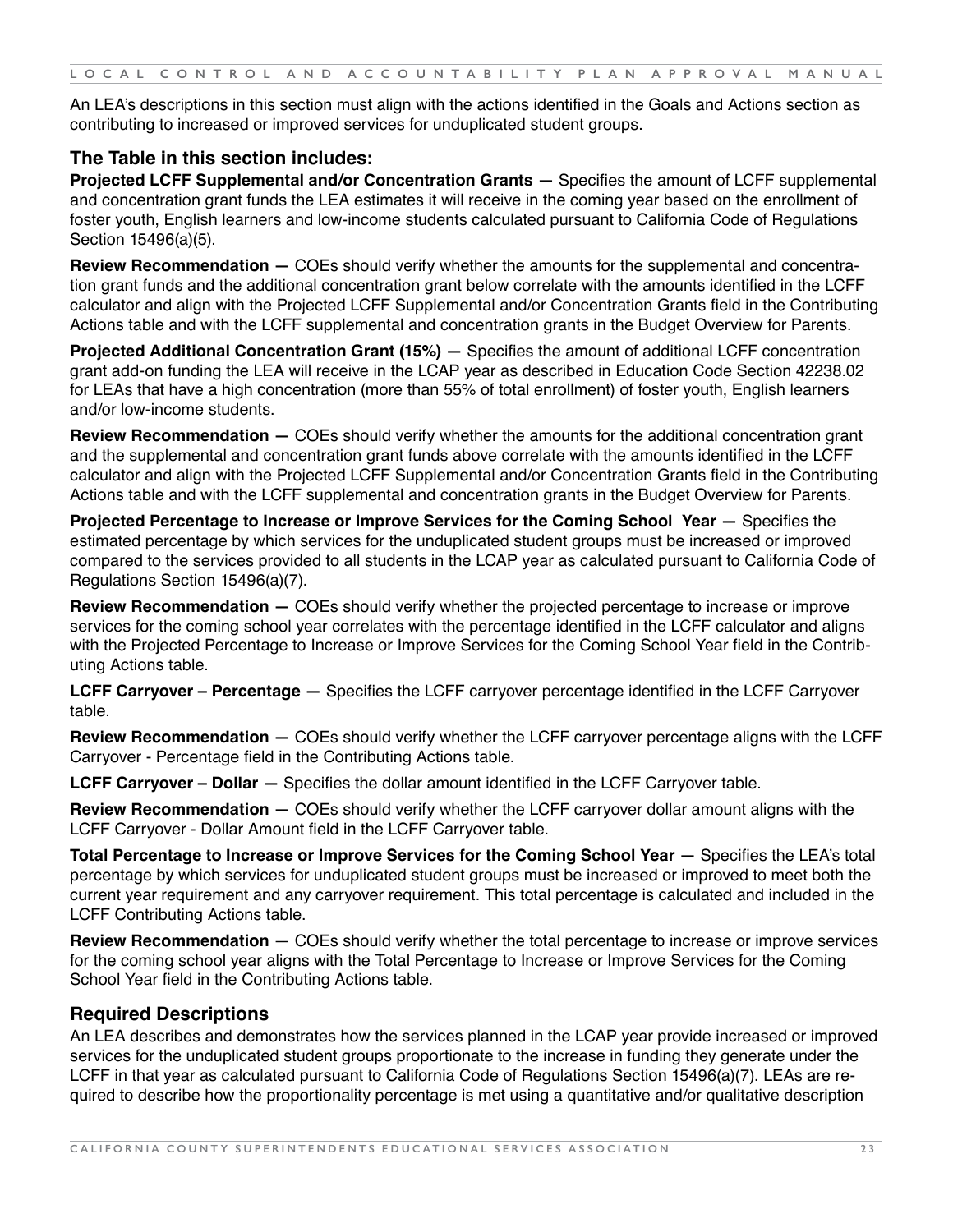An LEA's descriptions in this section must align with the actions identified in the Goals and Actions section as contributing to increased or improved services for unduplicated student groups.

### The Table in this section includes:

**Projected LCFF Supplemental and/or Concentration Grants —** Specifies the amount of LCFF supplemental and concentration grant funds the LEA estimates it will receive in the coming year based on the enrollment of foster youth, English learners and low-income students calculated pursuant to California Code of Regulations Section 15496(a)(5).

**Review Recommendation —** COEs should verify whether the amounts for the supplemental and concentration grant funds and the additional concentration grant below correlate with the amounts identified in the LCFF calculator and align with the Projected LCFF Supplemental and/or Concentration Grants field in the Contributing Actions table and with the LCFF supplemental and concentration grants in the Budget Overview for Parents.

**Projected Additional Concentration Grant (15%) —** Specifies the amount of additional LCFF concentration grant add-on funding the LEA will receive in the LCAP year as described in Education Code Section 42238.02 for LEAs that have a high concentration (more than 55% of total enrollment) of foster youth, English learners and/or low-income students.

**Review Recommendation —** COEs should verify whether the amounts for the additional concentration grant and the supplemental and concentration grant funds above correlate with the amounts identified in the LCFF calculator and align with the Projected LCFF Supplemental and/or Concentration Grants field in the Contributing Actions table and with the LCFF supplemental and concentration grants in the Budget Overview for Parents.

**Projected Percentage to Increase or Improve Services for the Coming School Year —** Specifies the estimated percentage by which services for the unduplicated student groups must be increased or improved compared to the services provided to all students in the LCAP year as calculated pursuant to California Code of Regulations Section 15496(a)(7).

**Review Recommendation —** COEs should verify whether the projected percentage to increase or improve services for the coming school year correlates with the percentage identified in the LCFF calculator and aligns with the Projected Percentage to Increase or Improve Services for the Coming School Year field in the Contributing Actions table.

**LCFF Carryover – Percentage —** Specifies the LCFF carryover percentage identified in the LCFF Carryover table.

**Review Recommendation —** COEs should verify whether the LCFF carryover percentage aligns with the LCFF Carryover - Percentage field in the Contributing Actions table.

**LCFF Carryover – Dollar —** Specifies the dollar amount identified in the LCFF Carryover table.

**Review Recommendation —** COEs should verify whether the LCFF carryover dollar amount aligns with the LCFF Carryover - Dollar Amount field in the LCFF Carryover table.

**Total Percentage to Increase or Improve Services for the Coming School Year —** Specifies the LEA's total percentage by which services for unduplicated student groups must be increased or improved to meet both the current year requirement and any carryover requirement. This total percentage is calculated and included in the LCFF Contributing Actions table.

**Review Recommendation** — COEs should verify whether the total percentage to increase or improve services for the coming school year aligns with the Total Percentage to Increase or Improve Services for the Coming School Year field in the Contributing Actions table.

### Required Descriptions

An LEA describes and demonstrates how the services planned in the LCAP year provide increased or improved services for the unduplicated student groups proportionate to the increase in funding they generate under the LCFF in that year as calculated pursuant to California Code of Regulations Section 15496(a)(7). LEAs are required to describe how the proportionality percentage is met using a quantitative and/or qualitative description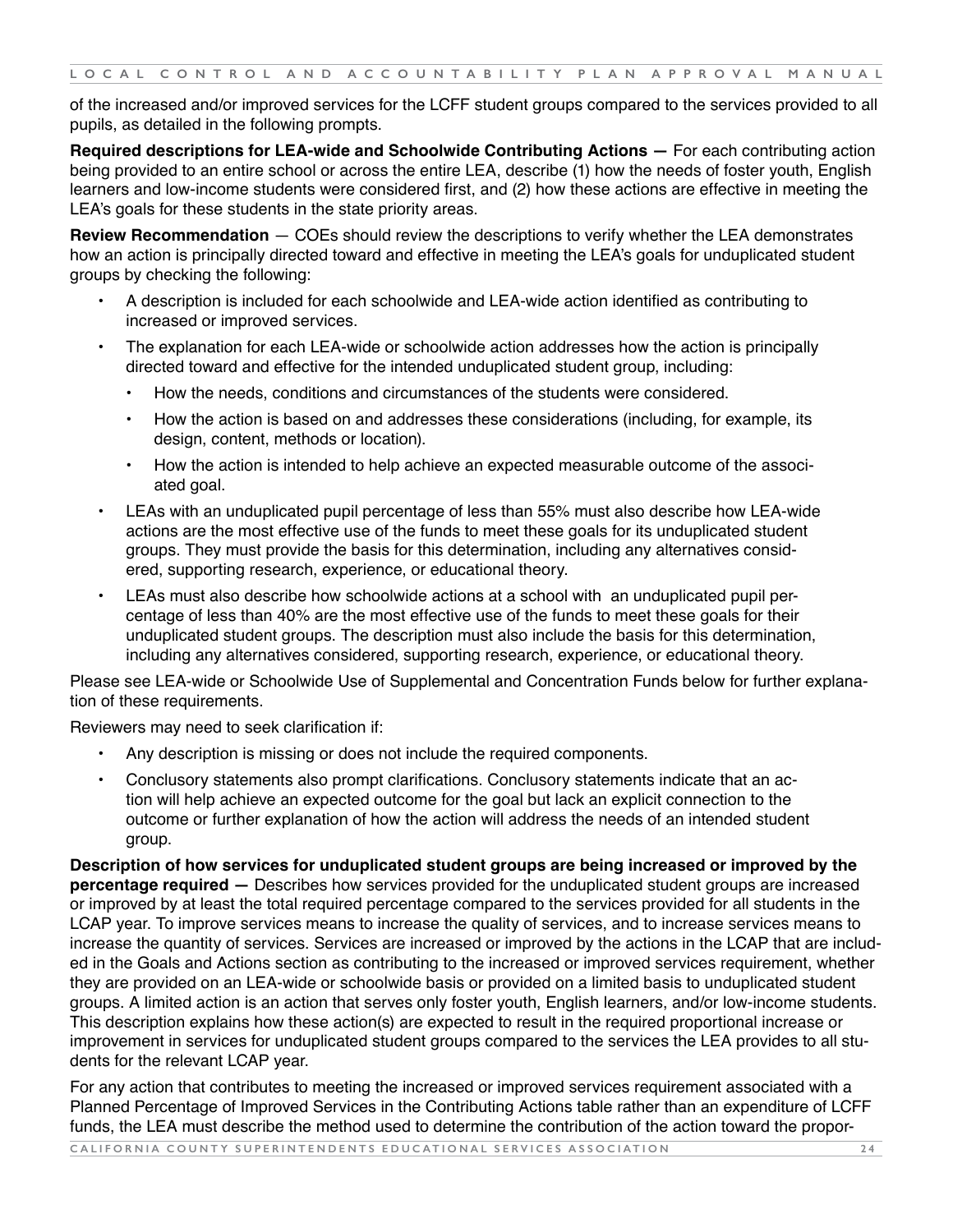of the increased and/or improved services for the LCFF student groups compared to the services provided to all pupils, as detailed in the following prompts.

**Required descriptions for LEA-wide and Schoolwide Contributing Actions —** For each contributing action being provided to an entire school or across the entire LEA, describe (1) how the needs of foster youth, English learners and low-income students were considered first, and (2) how these actions are effective in meeting the LEA's goals for these students in the state priority areas.

**Review Recommendation** — COEs should review the descriptions to verify whether the LEA demonstrates how an action is principally directed toward and effective in meeting the LEA's goals for unduplicated student groups by checking the following:

- A description is included for each schoolwide and LEA-wide action identified as contributing to increased or improved services.
- The explanation for each LEA-wide or schoolwide action addresses how the action is principally directed toward and effective for the intended unduplicated student group, including:
  - How the needs, conditions and circumstances of the students were considered.
  - How the action is based on and addresses these considerations (including, for example, its design, content, methods or location).
  - How the action is intended to help achieve an expected measurable outcome of the associated goal.
- LEAs with an unduplicated pupil percentage of less than 55% must also describe how LEA-wide actions are the most effective use of the funds to meet these goals for its unduplicated student groups. They must provide the basis for this determination, including any alternatives considered, supporting research, experience, or educational theory.
- LEAs must also describe how schoolwide actions at a school with an unduplicated pupil percentage of less than 40% are the most effective use of the funds to meet these goals for their unduplicated student groups. The description must also include the basis for this determination, including any alternatives considered, supporting research, experience, or educational theory.

Please see LEA-wide or Schoolwide Use of Supplemental and Concentration Funds below for further explanation of these requirements.

Reviewers may need to seek clarification if:

- Any description is missing or does not include the required components.
- Conclusory statements also prompt clarifications. Conclusory statements indicate that an action will help achieve an expected outcome for the goal but lack an explicit connection to the outcome or further explanation of how the action will address the needs of an intended student group.

**Description of how services for unduplicated student groups are being increased or improved by the percentage required —** Describes how services provided for the unduplicated student groups are increased or improved by at least the total required percentage compared to the services provided for all students in the LCAP year. To improve services means to increase the quality of services, and to increase services means to increase the quantity of services. Services are increased or improved by the actions in the LCAP that are included in the Goals and Actions section as contributing to the increased or improved services requirement, whether they are provided on an LEA-wide or schoolwide basis or provided on a limited basis to unduplicated student groups. A limited action is an action that serves only foster youth, English learners, and/or low-income students. This description explains how these action(s) are expected to result in the required proportional increase or improvement in services for unduplicated student groups compared to the services the LEA provides to all students for the relevant LCAP year.

For any action that contributes to meeting the increased or improved services requirement associated with a Planned Percentage of Improved Services in the Contributing Actions table rather than an expenditure of LCFF funds, the LEA must describe the method used to determine the contribution of the action toward the propor-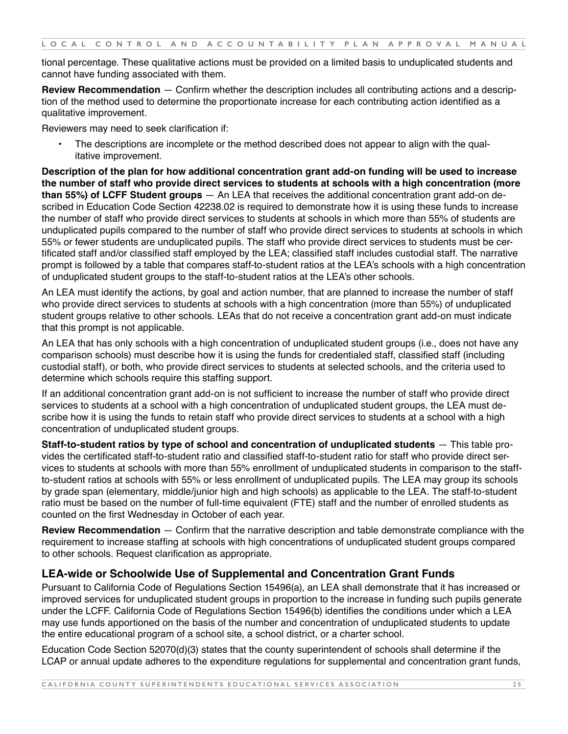tional percentage. These qualitative actions must be provided on a limited basis to unduplicated students and cannot have funding associated with them.

**Review Recommendation** — Confirm whether the description includes all contributing actions and a description of the method used to determine the proportionate increase for each contributing action identified as a qualitative improvement.

Reviewers may need to seek clarification if:

- The descriptions are incomplete or the method described does not appear to align with the qualitative improvement.

**Description of the plan for how additional concentration grant add-on funding will be used to increase the number of staff who provide direct services to students at schools with a high concentration (more than 55%) of LCFF Student groups** — An LEA that receives the additional concentration grant add-on described in Education Code Section 42238.02 is required to demonstrate how it is using these funds to increase the number of staff who provide direct services to students at schools in which more than 55% of students are unduplicated pupils compared to the number of staff who provide direct services to students at schools in which 55% or fewer students are unduplicated pupils. The staff who provide direct services to students must be certificated staff and/or classified staff employed by the LEA; classified staff includes custodial staff. The narrative prompt is followed by a table that compares staff-to-student ratios at the LEA's schools with a high concentration of unduplicated student groups to the staff-to-student ratios at the LEA's other schools.

An LEA must identify the actions, by goal and action number, that are planned to increase the number of staff who provide direct services to students at schools with a high concentration (more than 55%) of unduplicated student groups relative to other schools. LEAs that do not receive a concentration grant add-on must indicate that this prompt is not applicable.

An LEA that has only schools with a high concentration of unduplicated student groups (i.e., does not have any comparison schools) must describe how it is using the funds for credentialed staff, classified staff (including custodial staff), or both, who provide direct services to students at selected schools, and the criteria used to determine which schools require this staffing support.

If an additional concentration grant add-on is not sufficient to increase the number of staff who provide direct services to students at a school with a high concentration of unduplicated student groups, the LEA must describe how it is using the funds to retain staff who provide direct services to students at a school with a high concentration of unduplicated student groups.

**Staff-to-student ratios by type of school and concentration of unduplicated students** — This table provides the certificated staff-to-student ratio and classified staff-to-student ratio for staff who provide direct services to students at schools with more than 55% enrollment of unduplicated students in comparison to the staff-to-student ratios at schools with 55% or less enrollment of unduplicated pupils. The LEA may group its schools by grade span (elementary, middle/junior high and high schools) as applicable to the LEA. The staff-to-student ratio must be based on the number of full-time equivalent (FTE) staff and the number of enrolled students as counted on the first Wednesday in October of each year.

**Review Recommendation** — Confirm that the narrative description and table demonstrate compliance with the requirement to increase staffing at schools with high concentrations of unduplicated student groups compared to other schools. Request clarification as appropriate.

## LEA-wide or Schoolwide Use of Supplemental and Concentration Grant Funds

Pursuant to California Code of Regulations Section 15496(a), an LEA shall demonstrate that it has increased or improved services for unduplicated student groups in proportion to the increase in funding such pupils generate under the LCFF. California Code of Regulations Section 15496(b) identifies the conditions under which a LEA may use funds apportioned on the basis of the number and concentration of unduplicated students to update the entire educational program of a school site, a school district, or a charter school.

Education Code Section 52070(d)(3) states that the county superintendent of schools shall determine if the LCAP or annual update adheres to the expenditure regulations for supplemental and concentration grant funds,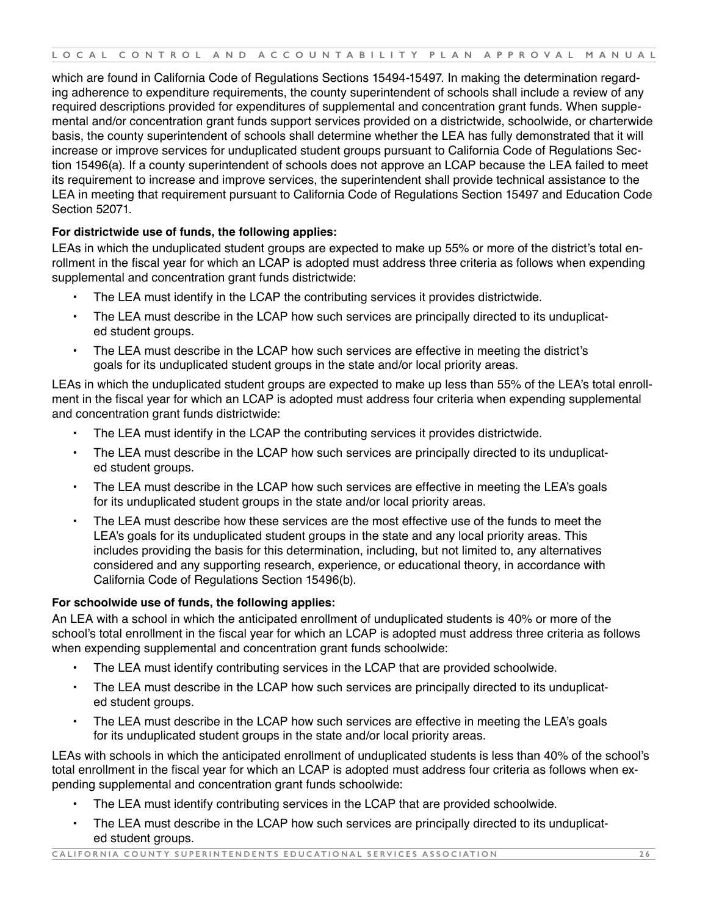which are found in California Code of Regulations Sections 15494-15497. In making the determination regarding adherence to expenditure requirements, the county superintendent of schools shall include a review of any required descriptions provided for expenditures of supplemental and concentration grant funds. When supplemental and/or concentration grant funds support services provided on a districtwide, schoolwide, or charterwide basis, the county superintendent of schools shall determine whether the LEA has fully demonstrated that it will increase or improve services for unduplicated student groups pursuant to California Code of Regulations Section 15496(a). If a county superintendent of schools does not approve an LCAP because the LEA failed to meet its requirement to increase and improve services, the superintendent shall provide technical assistance to the LEA in meeting that requirement pursuant to California Code of Regulations Section 15497 and Education Code Section 52071.

**For districtwide use of funds, the following applies:**

LEAs in which the unduplicated student groups are expected to make up 55% or more of the district's total enrollment in the fiscal year for which an LCAP is adopted must address three criteria as follows when expending supplemental and concentration grant funds districtwide:

- The LEA must identify in the LCAP the contributing services it provides districtwide.
- The LEA must describe in the LCAP how such services are principally directed to its unduplicated student groups.
- The LEA must describe in the LCAP how such services are effective in meeting the district's goals for its unduplicated student groups in the state and/or local priority areas.

LEAs in which the unduplicated student groups are expected to make up less than 55% of the LEA's total enrollment in the fiscal year for which an LCAP is adopted must address four criteria when expending supplemental and concentration grant funds districtwide:

- The LEA must identify in the LCAP the contributing services it provides districtwide.
- The LEA must describe in the LCAP how such services are principally directed to its unduplicated student groups.
- The LEA must describe in the LCAP how such services are effective in meeting the LEA's goals for its unduplicated student groups in the state and/or local priority areas.
- The LEA must describe how these services are the most effective use of the funds to meet the LEA's goals for its unduplicated student groups in the state and any local priority areas. This includes providing the basis for this determination, including, but not limited to, any alternatives considered and any supporting research, experience, or educational theory, in accordance with California Code of Regulations Section 15496(b).

**For schoolwide use of funds, the following applies:**

An LEA with a school in which the anticipated enrollment of unduplicated students is 40% or more of the school's total enrollment in the fiscal year for which an LCAP is adopted must address three criteria as follows when expending supplemental and concentration grant funds schoolwide:

- The LEA must identify contributing services in the LCAP that are provided schoolwide.
- The LEA must describe in the LCAP how such services are principally directed to its unduplicated student groups.
- The LEA must describe in the LCAP how such services are effective in meeting the LEA's goals for its unduplicated student groups in the state and/or local priority areas.

LEAs with schools in which the anticipated enrollment of unduplicated students is less than 40% of the school's total enrollment in the fiscal year for which an LCAP is adopted must address four criteria as follows when expending supplemental and concentration grant funds schoolwide:

- The LEA must identify contributing services in the LCAP that are provided schoolwide.
- The LEA must describe in the LCAP how such services are principally directed to its unduplicated student groups.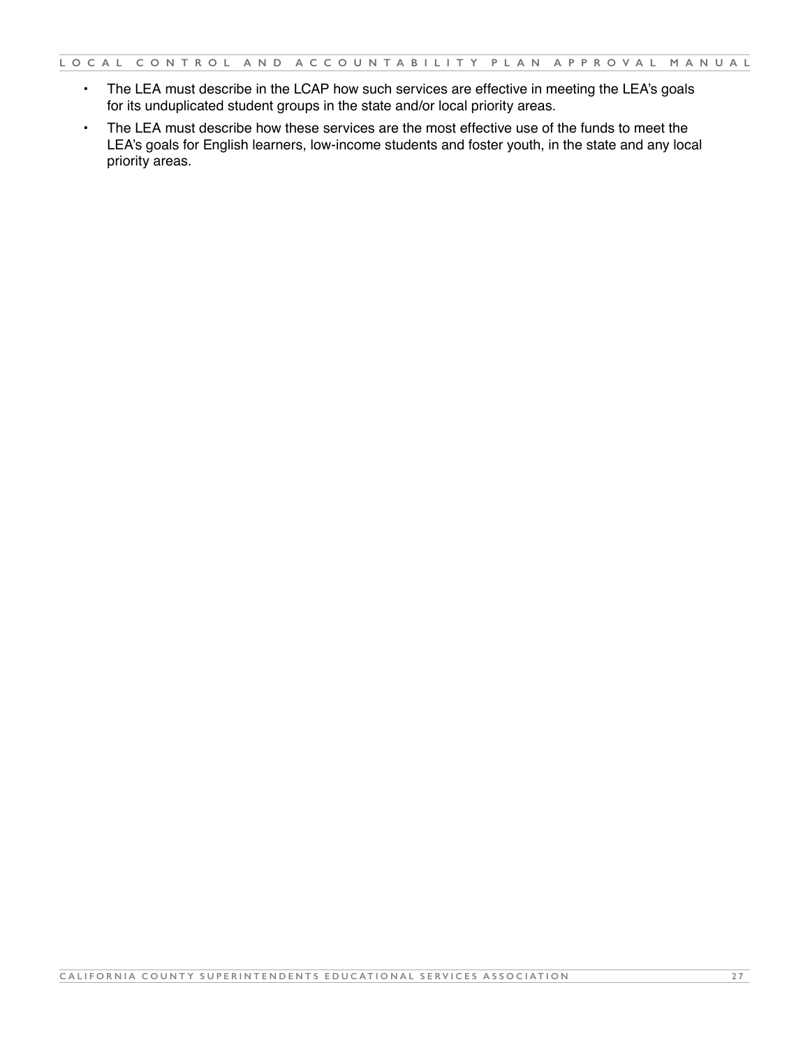- The LEA must describe in the LCAP how such services are effective in meeting the LEA's goals for its unduplicated student groups in the state and/or local priority areas.
- The LEA must describe how these services are the most effective use of the funds to meet the LEA's goals for English learners, low-income students and foster youth, in the state and any local priority areas.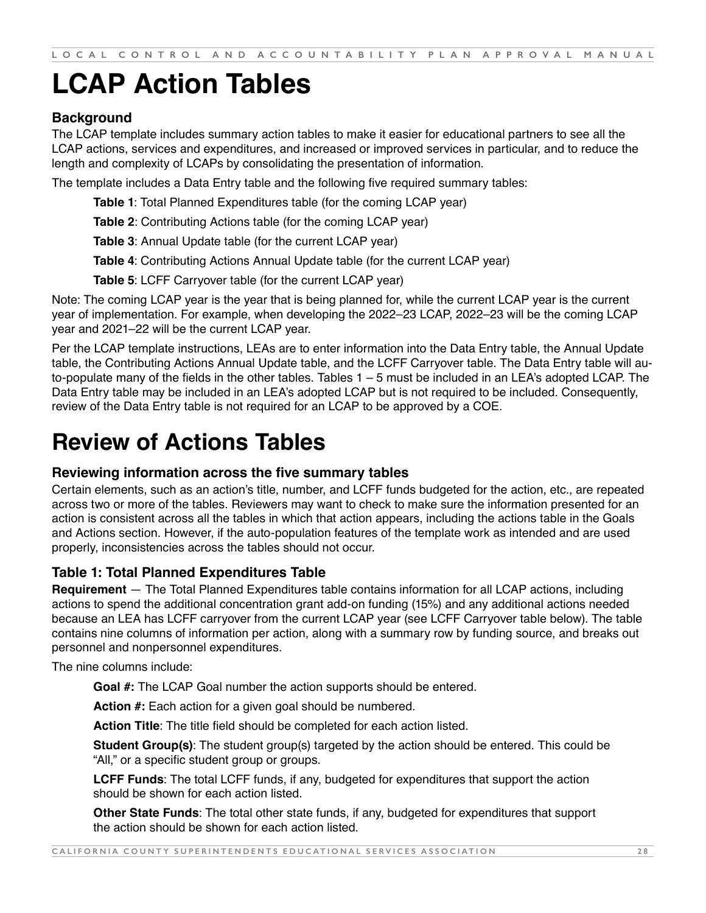# LCAP Action Tables

### Background

The LCAP template includes summary action tables to make it easier for educational partners to see all the LCAP actions, services and expenditures, and increased or improved services in particular, and to reduce the length and complexity of LCAPs by consolidating the presentation of information.

The template includes a Data Entry table and the following five required summary tables:

**Table 1**: Total Planned Expenditures table (for the coming LCAP year)

**Table 2**: Contributing Actions table (for the coming LCAP year)

**Table 3**: Annual Update table (for the current LCAP year)

**Table 4**: Contributing Actions Annual Update table (for the current LCAP year)

**Table 5**: LCFF Carryover table (for the current LCAP year)

Note: The coming LCAP year is the year that is being planned for, while the current LCAP year is the current year of implementation. For example, when developing the 2022–23 LCAP, 2022–23 will be the coming LCAP year and 2021–22 will be the current LCAP year.

Per the LCAP template instructions, LEAs are to enter information into the Data Entry table, the Annual Update table, the Contributing Actions Annual Update table, and the LCFF Carryover table. The Data Entry table will auto-populate many of the fields in the other tables. Tables 1 – 5 must be included in an LEA's adopted LCAP. The Data Entry table may be included in an LEA's adopted LCAP but is not required to be included. Consequently, review of the Data Entry table is not required for an LCAP to be approved by a COE.

# Review of Actions Tables

### Reviewing information across the five summary tables

Certain elements, such as an action's title, number, and LCFF funds budgeted for the action, etc., are repeated across two or more of the tables. Reviewers may want to check to make sure the information presented for an action is consistent across all the tables in which that action appears, including the actions table in the Goals and Actions section. However, if the auto-population features of the template work as intended and are used properly, inconsistencies across the tables should not occur.

### Table 1: Total Planned Expenditures Table

**Requirement** — The Total Planned Expenditures table contains information for all LCAP actions, including actions to spend the additional concentration grant add-on funding (15%) and any additional actions needed because an LEA has LCFF carryover from the current LCAP year (see LCFF Carryover table below). The table contains nine columns of information per action, along with a summary row by funding source, and breaks out personnel and nonpersonnel expenditures.

The nine columns include:

**Goal #:** The LCAP Goal number the action supports should be entered.

**Action #:** Each action for a given goal should be numbered.

**Action Title**: The title field should be completed for each action listed.

**Student Group(s)**: The student group(s) targeted by the action should be entered. This could be "All," or a specific student group or groups.

**LCFF Funds**: The total LCFF funds, if any, budgeted for expenditures that support the action should be shown for each action listed.

**Other State Funds**: The total other state funds, if any, budgeted for expenditures that support the action should be shown for each action listed.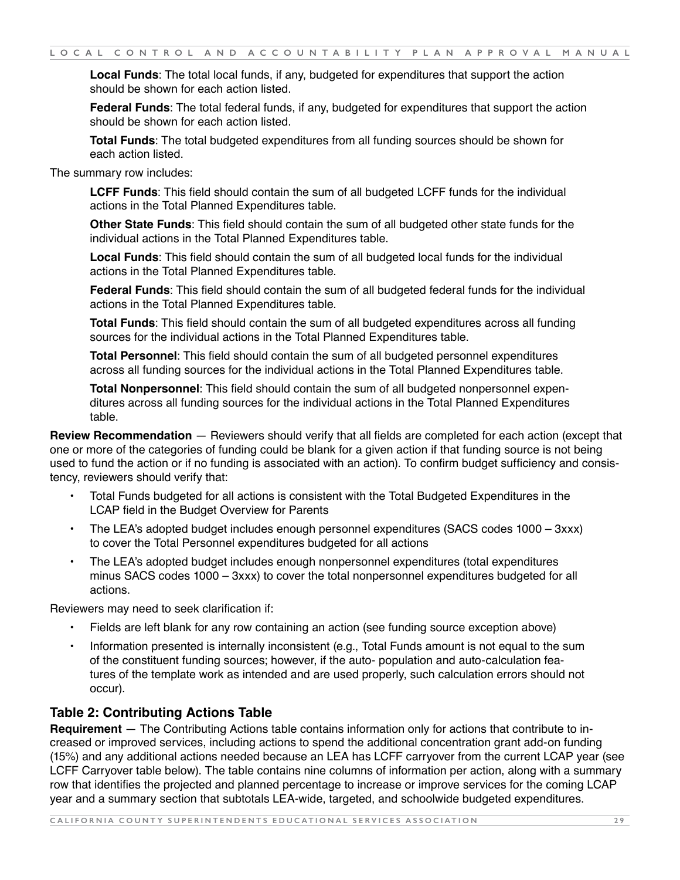**Local Funds**: The total local funds, if any, budgeted for expenditures that support the action should be shown for each action listed.

**Federal Funds**: The total federal funds, if any, budgeted for expenditures that support the action should be shown for each action listed.

**Total Funds**: The total budgeted expenditures from all funding sources should be shown for each action listed.

The summary row includes:

**LCFF Funds**: This field should contain the sum of all budgeted LCFF funds for the individual actions in the Total Planned Expenditures table.

**Other State Funds**: This field should contain the sum of all budgeted other state funds for the individual actions in the Total Planned Expenditures table.

**Local Funds**: This field should contain the sum of all budgeted local funds for the individual actions in the Total Planned Expenditures table.

**Federal Funds**: This field should contain the sum of all budgeted federal funds for the individual actions in the Total Planned Expenditures table.

**Total Funds**: This field should contain the sum of all budgeted expenditures across all funding sources for the individual actions in the Total Planned Expenditures table.

**Total Personnel**: This field should contain the sum of all budgeted personnel expenditures across all funding sources for the individual actions in the Total Planned Expenditures table.

**Total Nonpersonnel**: This field should contain the sum of all budgeted nonpersonnel expenditures across all funding sources for the individual actions in the Total Planned Expenditures table.

**Review Recommendation** — Reviewers should verify that all fields are completed for each action (except that one or more of the categories of funding could be blank for a given action if that funding source is not being used to fund the action or if no funding is associated with an action). To confirm budget sufficiency and consistency, reviewers should verify that:

- Total Funds budgeted for all actions is consistent with the Total Budgeted Expenditures in the LCAP field in the Budget Overview for Parents
- The LEA's adopted budget includes enough personnel expenditures (SACS codes 1000 – 3xxx) to cover the Total Personnel expenditures budgeted for all actions
- The LEA's adopted budget includes enough nonpersonnel expenditures (total expenditures minus SACS codes 1000 – 3xxx) to cover the total nonpersonnel expenditures budgeted for all actions.

Reviewers may need to seek clarification if:

- Fields are left blank for any row containing an action (see funding source exception above)
- Information presented is internally inconsistent (e.g., Total Funds amount is not equal to the sum of the constituent funding sources; however, if the auto- population and auto-calculation features of the template work as intended and are used properly, such calculation errors should not occur).

## Table 2: Contributing Actions Table

**Requirement** — The Contributing Actions table contains information only for actions that contribute to increased or improved services, including actions to spend the additional concentration grant add-on funding (15%) and any additional actions needed because an LEA has LCFF carryover from the current LCAP year (see LCFF Carryover table below). The table contains nine columns of information per action, along with a summary row that identifies the projected and planned percentage to increase or improve services for the coming LCAP year and a summary section that subtotals LEA-wide, targeted, and schoolwide budgeted expenditures.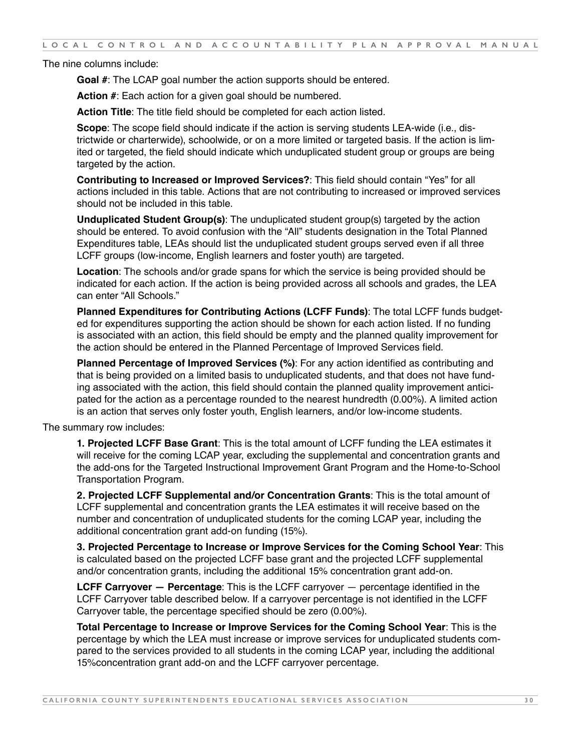The nine columns include:

**Goal #**: The LCAP goal number the action supports should be entered.

**Action #**: Each action for a given goal should be numbered.

**Action Title**: The title field should be completed for each action listed.

**Scope**: The scope field should indicate if the action is serving students LEA-wide (i.e., districtwide or charterwide), schoolwide, or on a more limited or targeted basis. If the action is limited or targeted, the field should indicate which unduplicated student group or groups are being targeted by the action.

**Contributing to Increased or Improved Services?**: This field should contain "Yes" for all actions included in this table. Actions that are not contributing to increased or improved services should not be included in this table.

**Unduplicated Student Group(s)**: The unduplicated student group(s) targeted by the action should be entered. To avoid confusion with the "All" students designation in the Total Planned Expenditures table, LEAs should list the unduplicated student groups served even if all three LCFF groups (low-income, English learners and foster youth) are targeted.

**Location**: The schools and/or grade spans for which the service is being provided should be indicated for each action. If the action is being provided across all schools and grades, the LEA can enter "All Schools."

**Planned Expenditures for Contributing Actions (LCFF Funds)**: The total LCFF funds budgeted for expenditures supporting the action should be shown for each action listed. If no funding is associated with an action, this field should be empty and the planned quality improvement for the action should be entered in the Planned Percentage of Improved Services field.

**Planned Percentage of Improved Services (%)**: For any action identified as contributing and that is being provided on a limited basis to unduplicated students, and that does not have funding associated with the action, this field should contain the planned quality improvement anticipated for the action as a percentage rounded to the nearest hundredth (0.00%). A limited action is an action that serves only foster youth, English learners, and/or low-income students.

The summary row includes:

**1. Projected LCFF Base Grant**: This is the total amount of LCFF funding the LEA estimates it will receive for the coming LCAP year, excluding the supplemental and concentration grants and the add-ons for the Targeted Instructional Improvement Grant Program and the Home-to-School Transportation Program.

**2. Projected LCFF Supplemental and/or Concentration Grants**: This is the total amount of LCFF supplemental and concentration grants the LEA estimates it will receive based on the number and concentration of unduplicated students for the coming LCAP year, including the additional concentration grant add-on funding (15%).

**3. Projected Percentage to Increase or Improve Services for the Coming School Year**: This is calculated based on the projected LCFF base grant and the projected LCFF supplemental and/or concentration grants, including the additional 15% concentration grant add-on.

**LCFF Carryover — Percentage**: This is the LCFF carryover — percentage identified in the LCFF Carryover table described below. If a carryover percentage is not identified in the LCFF Carryover table, the percentage specified should be zero (0.00%).

**Total Percentage to Increase or Improve Services for the Coming School Year**: This is the percentage by which the LEA must increase or improve services for unduplicated students compared to the services provided to all students in the coming LCAP year, including the additional 15%concentration grant add-on and the LCFF carryover percentage.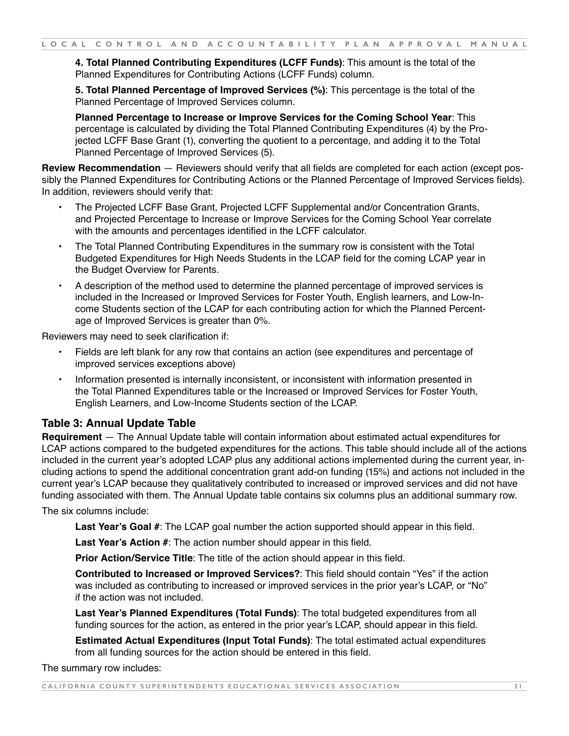**4. Total Planned Contributing Expenditures (LCFF Funds)**: This amount is the total of the Planned Expenditures for Contributing Actions (LCFF Funds) column.

**5. Total Planned Percentage of Improved Services (%)**: This percentage is the total of the Planned Percentage of Improved Services column.

**Planned Percentage to Increase or Improve Services for the Coming School Year**: This percentage is calculated by dividing the Total Planned Contributing Expenditures (4) by the Projected LCFF Base Grant (1), converting the quotient to a percentage, and adding it to the Total Planned Percentage of Improved Services (5).

**Review Recommendation** — Reviewers should verify that all fields are completed for each action (except possibly the Planned Expenditures for Contributing Actions or the Planned Percentage of Improved Services fields). In addition, reviewers should verify that:

- The Projected LCFF Base Grant, Projected LCFF Supplemental and/or Concentration Grants, and Projected Percentage to Increase or Improve Services for the Coming School Year correlate with the amounts and percentages identified in the LCFF calculator.
- The Total Planned Contributing Expenditures in the summary row is consistent with the Total Budgeted Expenditures for High Needs Students in the LCAP field for the coming LCAP year in the Budget Overview for Parents.
- A description of the method used to determine the planned percentage of improved services is included in the Increased or Improved Services for Foster Youth, English learners, and Low-Income Students section of the LCAP for each contributing action for which the Planned Percentage of Improved Services is greater than 0%.

Reviewers may need to seek clarification if:

- Fields are left blank for any row that contains an action (see expenditures and percentage of improved services exceptions above)
- Information presented is internally inconsistent, or inconsistent with information presented in the Total Planned Expenditures table or the Increased or Improved Services for Foster Youth, English Learners, and Low-Income Students section of the LCAP.

### Table 3: Annual Update Table

**Requirement** — The Annual Update table will contain information about estimated actual expenditures for LCAP actions compared to the budgeted expenditures for the actions. This table should include all of the actions included in the current year's adopted LCAP plus any additional actions implemented during the current year, including actions to spend the additional concentration grant add-on funding (15%) and actions not included in the current year's LCAP because they qualitatively contributed to increased or improved services and did not have funding associated with them. The Annual Update table contains six columns plus an additional summary row.

The six columns include:

**Last Year's Goal #**: The LCAP goal number the action supported should appear in this field.

**Last Year's Action #**: The action number should appear in this field.

**Prior Action/Service Title**: The title of the action should appear in this field.

**Contributed to Increased or Improved Services?**: This field should contain "Yes" if the action was included as contributing to increased or improved services in the prior year's LCAP, or "No" if the action was not included.

**Last Year's Planned Expenditures (Total Funds)**: The total budgeted expenditures from all funding sources for the action, as entered in the prior year's LCAP, should appear in this field.

**Estimated Actual Expenditures (Input Total Funds)**: The total estimated actual expenditures from all funding sources for the action should be entered in this field.

The summary row includes: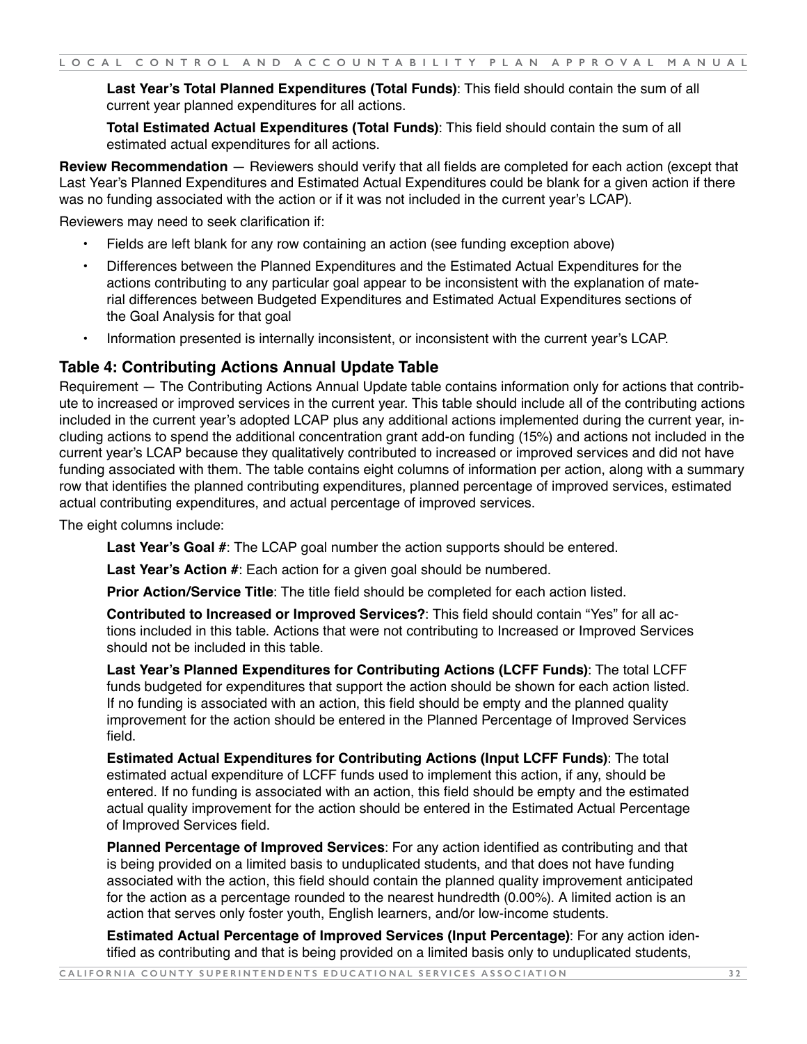**Last Year's Total Planned Expenditures (Total Funds)**: This field should contain the sum of all current year planned expenditures for all actions.

**Total Estimated Actual Expenditures (Total Funds)**: This field should contain the sum of all estimated actual expenditures for all actions.

**Review Recommendation** — Reviewers should verify that all fields are completed for each action (except that Last Year's Planned Expenditures and Estimated Actual Expenditures could be blank for a given action if there was no funding associated with the action or if it was not included in the current year's LCAP).

Reviewers may need to seek clarification if:

- Fields are left blank for any row containing an action (see funding exception above)
- Differences between the Planned Expenditures and the Estimated Actual Expenditures for the actions contributing to any particular goal appear to be inconsistent with the explanation of material differences between Budgeted Expenditures and Estimated Actual Expenditures sections of the Goal Analysis for that goal
- Information presented is internally inconsistent, or inconsistent with the current year's LCAP.

## Table 4: Contributing Actions Annual Update Table

Requirement — The Contributing Actions Annual Update table contains information only for actions that contribute to increased or improved services in the current year. This table should include all of the contributing actions included in the current year's adopted LCAP plus any additional actions implemented during the current year, including actions to spend the additional concentration grant add-on funding (15%) and actions not included in the current year's LCAP because they qualitatively contributed to increased or improved services and did not have funding associated with them. The table contains eight columns of information per action, along with a summary row that identifies the planned contributing expenditures, planned percentage of improved services, estimated actual contributing expenditures, and actual percentage of improved services.

The eight columns include:

**Last Year's Goal #**: The LCAP goal number the action supports should be entered.

**Last Year's Action #**: Each action for a given goal should be numbered.

**Prior Action/Service Title**: The title field should be completed for each action listed.

**Contributed to Increased or Improved Services?**: This field should contain "Yes" for all actions included in this table. Actions that were not contributing to Increased or Improved Services should not be included in this table.

**Last Year's Planned Expenditures for Contributing Actions (LCFF Funds)**: The total LCFF funds budgeted for expenditures that support the action should be shown for each action listed. If no funding is associated with an action, this field should be empty and the planned quality improvement for the action should be entered in the Planned Percentage of Improved Services field.

**Estimated Actual Expenditures for Contributing Actions (Input LCFF Funds)**: The total estimated actual expenditure of LCFF funds used to implement this action, if any, should be entered. If no funding is associated with an action, this field should be empty and the estimated actual quality improvement for the action should be entered in the Estimated Actual Percentage of Improved Services field.

**Planned Percentage of Improved Services**: For any action identified as contributing and that is being provided on a limited basis to unduplicated students, and that does not have funding associated with the action, this field should contain the planned quality improvement anticipated for the action as a percentage rounded to the nearest hundredth (0.00%). A limited action is an action that serves only foster youth, English learners, and/or low-income students.

**Estimated Actual Percentage of Improved Services (Input Percentage)**: For any action identified as contributing and that is being provided on a limited basis only to unduplicated students,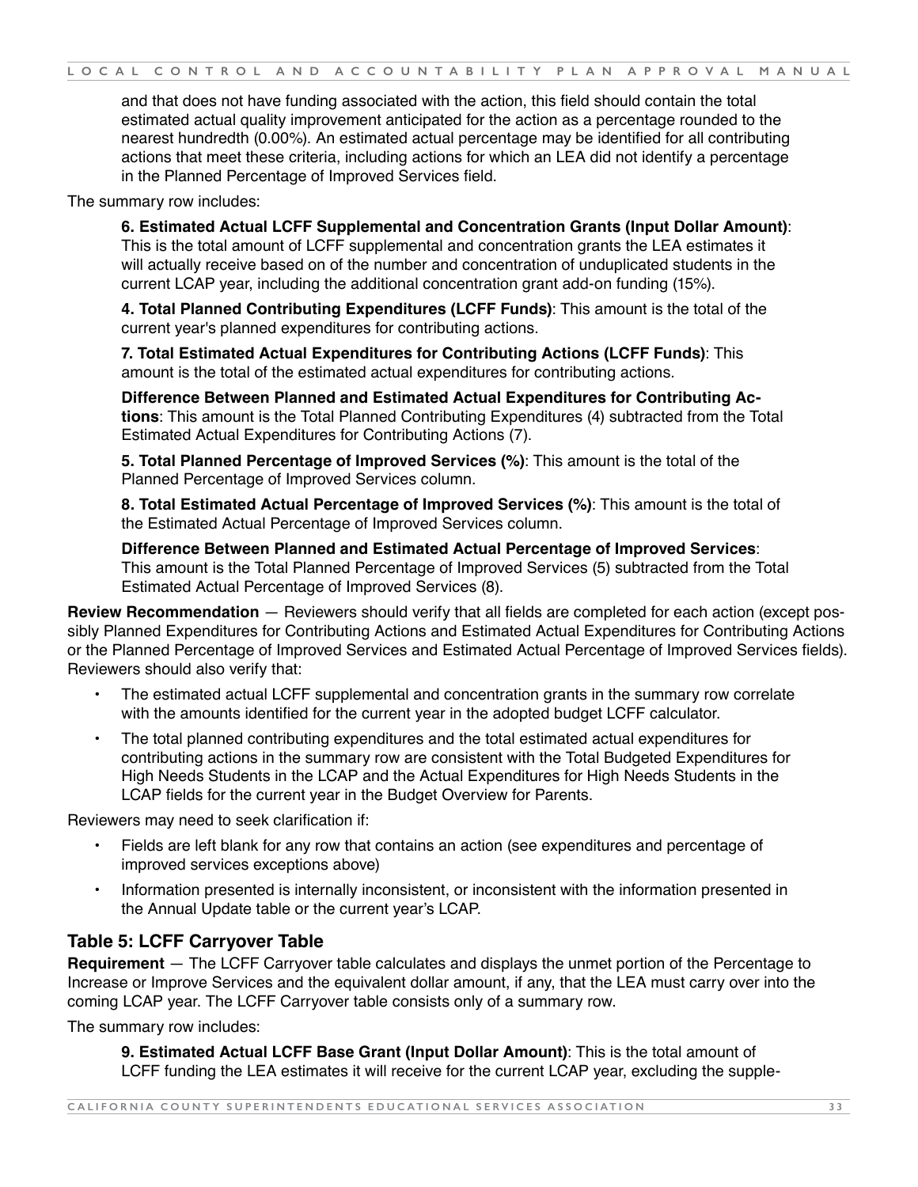and that does not have funding associated with the action, this field should contain the total estimated actual quality improvement anticipated for the action as a percentage rounded to the nearest hundredth (0.00%). An estimated actual percentage may be identified for all contributing actions that meet these criteria, including actions for which an LEA did not identify a percentage in the Planned Percentage of Improved Services field.

The summary row includes:

**6. Estimated Actual LCFF Supplemental and Concentration Grants (Input Dollar Amount)**: This is the total amount of LCFF supplemental and concentration grants the LEA estimates it will actually receive based on of the number and concentration of unduplicated students in the current LCAP year, including the additional concentration grant add-on funding (15%).

**4. Total Planned Contributing Expenditures (LCFF Funds)**: This amount is the total of the current year's planned expenditures for contributing actions.

**7. Total Estimated Actual Expenditures for Contributing Actions (LCFF Funds)**: This amount is the total of the estimated actual expenditures for contributing actions.

**Difference Between Planned and Estimated Actual Expenditures for Contributing Actions**: This amount is the Total Planned Contributing Expenditures (4) subtracted from the Total Estimated Actual Expenditures for Contributing Actions (7).

**5. Total Planned Percentage of Improved Services (%)**: This amount is the total of the Planned Percentage of Improved Services column.

**8. Total Estimated Actual Percentage of Improved Services (%)**: This amount is the total of the Estimated Actual Percentage of Improved Services column.

**Difference Between Planned and Estimated Actual Percentage of Improved Services**: This amount is the Total Planned Percentage of Improved Services (5) subtracted from the Total Estimated Actual Percentage of Improved Services (8).

**Review Recommendation** — Reviewers should verify that all fields are completed for each action (except possibly Planned Expenditures for Contributing Actions and Estimated Actual Expenditures for Contributing Actions or the Planned Percentage of Improved Services and Estimated Actual Percentage of Improved Services fields). Reviewers should also verify that:

- The estimated actual LCFF supplemental and concentration grants in the summary row correlate with the amounts identified for the current year in the adopted budget LCFF calculator.
- The total planned contributing expenditures and the total estimated actual expenditures for contributing actions in the summary row are consistent with the Total Budgeted Expenditures for High Needs Students in the LCAP and the Actual Expenditures for High Needs Students in the LCAP fields for the current year in the Budget Overview for Parents.

Reviewers may need to seek clarification if:

- Fields are left blank for any row that contains an action (see expenditures and percentage of improved services exceptions above)
- Information presented is internally inconsistent, or inconsistent with the information presented in the Annual Update table or the current year's LCAP.

### Table 5: LCFF Carryover Table

**Requirement** — The LCFF Carryover table calculates and displays the unmet portion of the Percentage to Increase or Improve Services and the equivalent dollar amount, if any, that the LEA must carry over into the coming LCAP year. The LCFF Carryover table consists only of a summary row.

The summary row includes:

**9. Estimated Actual LCFF Base Grant (Input Dollar Amount)**: This is the total amount of LCFF funding the LEA estimates it will receive for the current LCAP year, excluding the supple-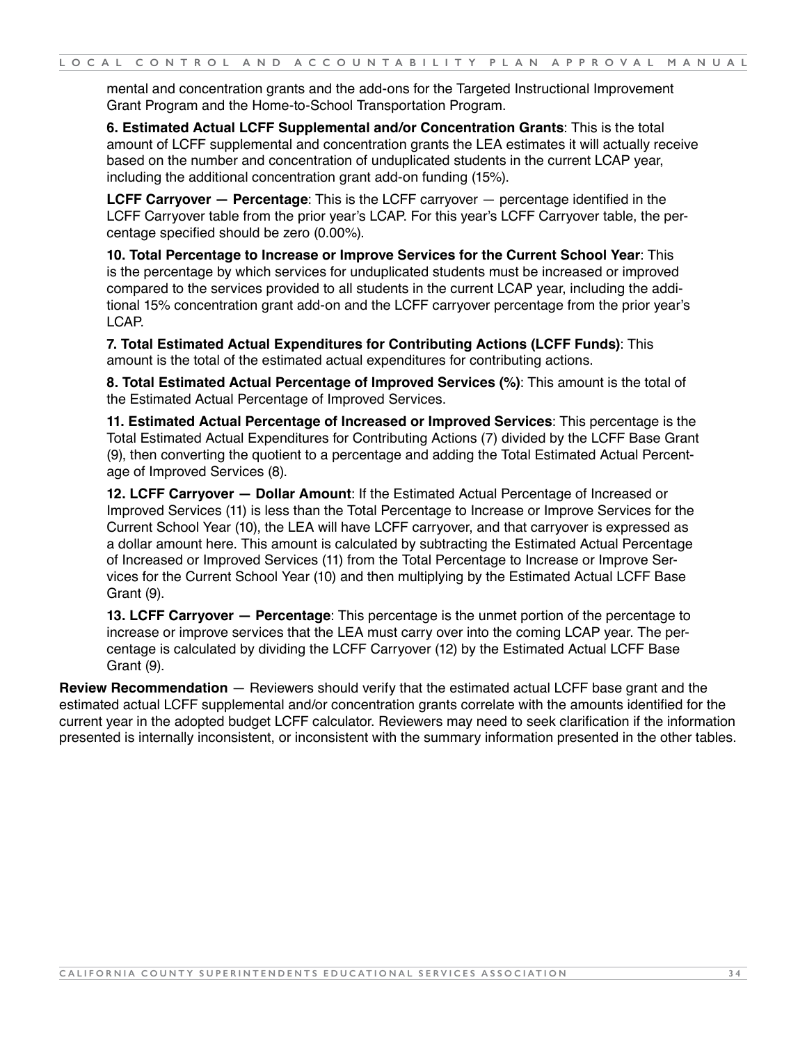mental and concentration grants and the add-ons for the Targeted Instructional Improvement Grant Program and the Home-to-School Transportation Program.

**6. Estimated Actual LCFF Supplemental and/or Concentration Grants**: This is the total amount of LCFF supplemental and concentration grants the LEA estimates it will actually receive based on the number and concentration of unduplicated students in the current LCAP year, including the additional concentration grant add-on funding (15%).

**LCFF Carryover — Percentage**: This is the LCFF carryover — percentage identified in the LCFF Carryover table from the prior year's LCAP. For this year's LCFF Carryover table, the percentage specified should be zero (0.00%).

**10. Total Percentage to Increase or Improve Services for the Current School Year**: This is the percentage by which services for unduplicated students must be increased or improved compared to the services provided to all students in the current LCAP year, including the additional 15% concentration grant add-on and the LCFF carryover percentage from the prior year's LCAP.

**7. Total Estimated Actual Expenditures for Contributing Actions (LCFF Funds)**: This amount is the total of the estimated actual expenditures for contributing actions.

**8. Total Estimated Actual Percentage of Improved Services (%)**: This amount is the total of the Estimated Actual Percentage of Improved Services.

**11. Estimated Actual Percentage of Increased or Improved Services**: This percentage is the Total Estimated Actual Expenditures for Contributing Actions (7) divided by the LCFF Base Grant (9), then converting the quotient to a percentage and adding the Total Estimated Actual Percentage of Improved Services (8).

**12. LCFF Carryover — Dollar Amount**: If the Estimated Actual Percentage of Increased or Improved Services (11) is less than the Total Percentage to Increase or Improve Services for the Current School Year (10), the LEA will have LCFF carryover, and that carryover is expressed as a dollar amount here. This amount is calculated by subtracting the Estimated Actual Percentage of Increased or Improved Services (11) from the Total Percentage to Increase or Improve Services for the Current School Year (10) and then multiplying by the Estimated Actual LCFF Base Grant (9).

**13. LCFF Carryover — Percentage**: This percentage is the unmet portion of the percentage to increase or improve services that the LEA must carry over into the coming LCAP year. The percentage is calculated by dividing the LCFF Carryover (12) by the Estimated Actual LCFF Base Grant (9).

**Review Recommendation** — Reviewers should verify that the estimated actual LCFF base grant and the estimated actual LCFF supplemental and/or concentration grants correlate with the amounts identified for the current year in the adopted budget LCFF calculator. Reviewers may need to seek clarification if the information presented is internally inconsistent, or inconsistent with the summary information presented in the other tables.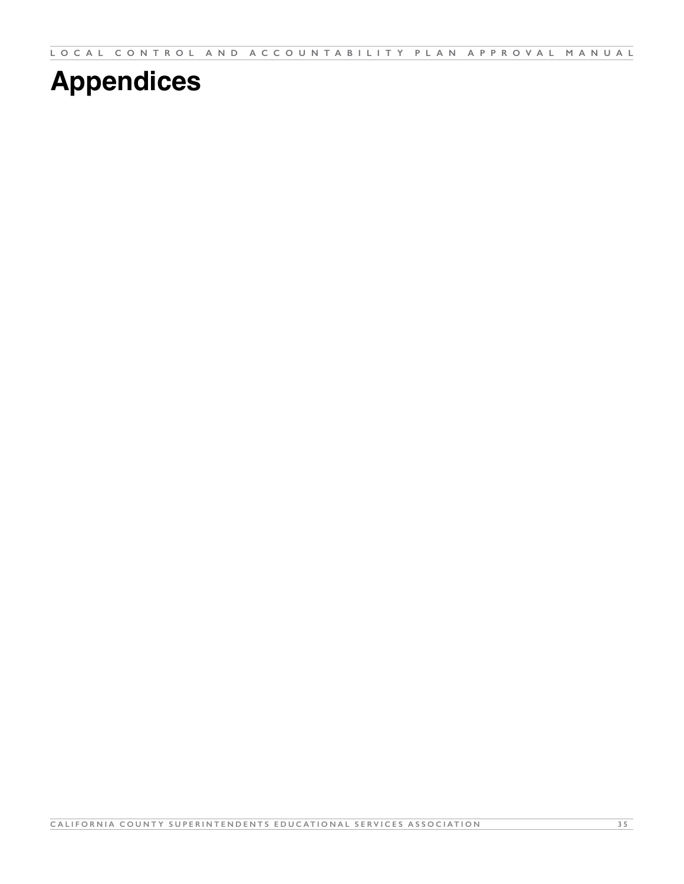# Appendices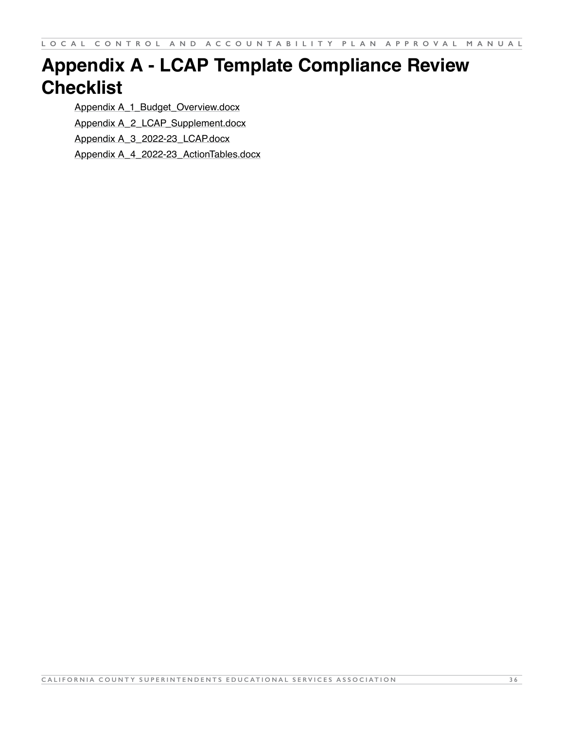# Appendix A - LCAP Template Compliance Review Checklist

Appendix A_1_Budget_Overview.docx

Appendix A_2_LCAP_Supplement.docx

Appendix A_3_2022-23_LCAP.docx

Appendix A_4_2022-23_ActionTables.docx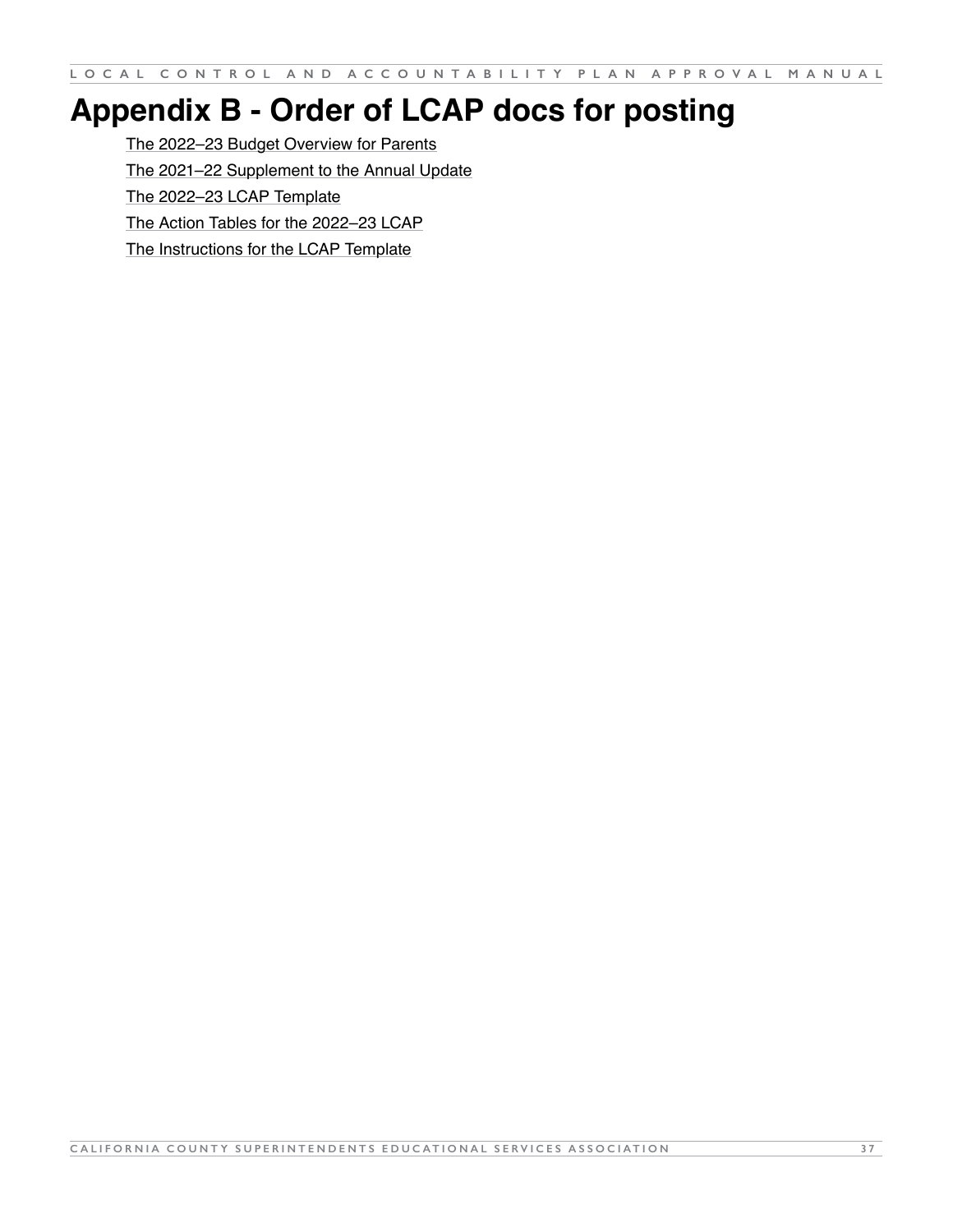# Appendix B - Order of LCAP docs for posting

The 2022–23 Budget Overview for Parents

The 2021–22 Supplement to the Annual Update

The 2022–23 LCAP Template

The Action Tables for the 2022–23 LCAP

The Instructions for the LCAP Template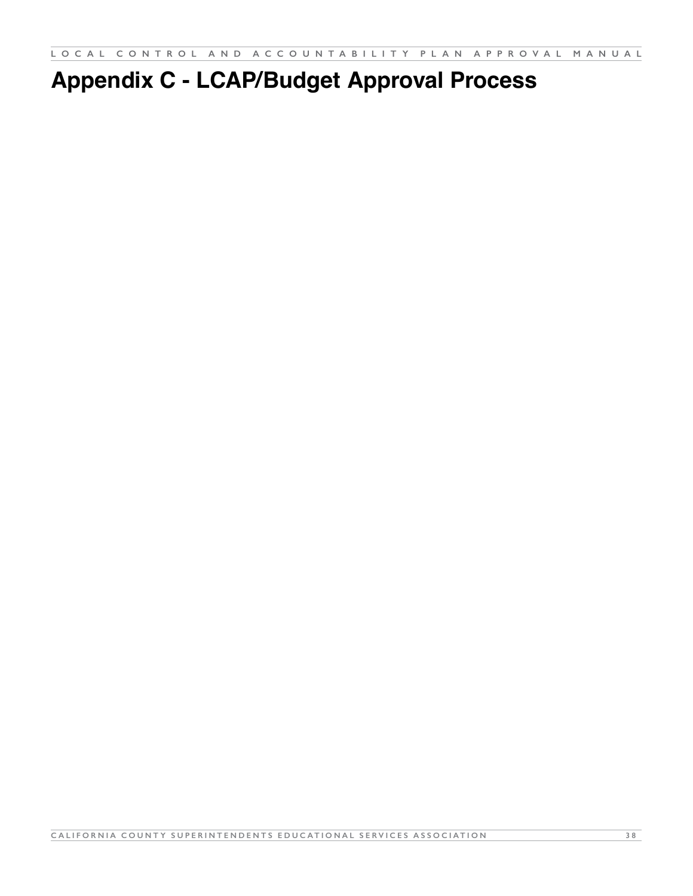# Appendix C - LCAP/Budget Approval Process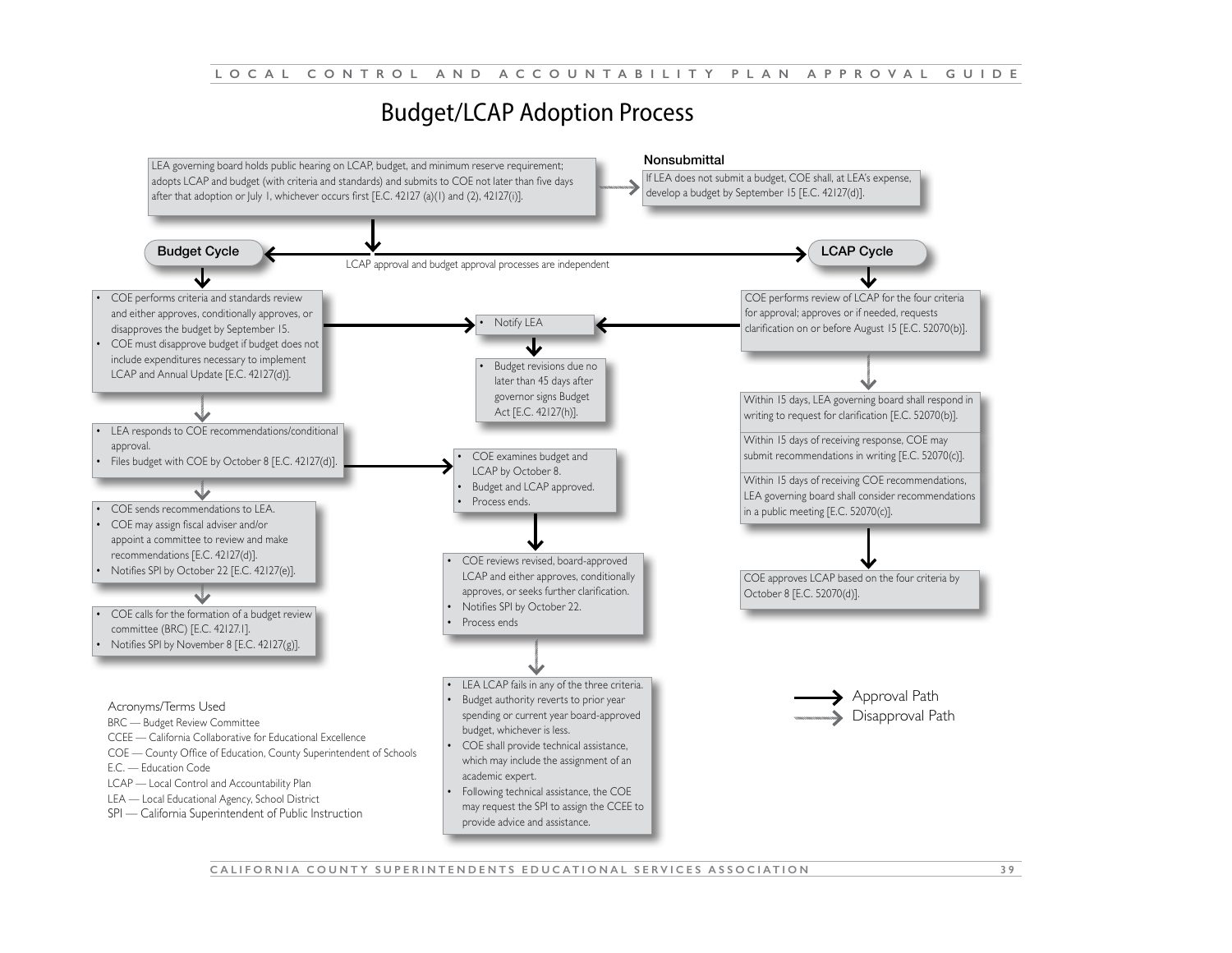# Budget/LCAP Adoption Process

LEA governing board holds public hearing on LCAP, budget, and minimum reserve requirement; adopts LCAP and budget (with criteria and standards) and submits to COE not later than five days after that adoption or July 1, whichever occurs first [E.C. 42127 (a)(1) and (2), 42127(i)].

**Nonsubmittal**

If LEA does not submit a budget, COE shall, at LEA's expense, develop a budget by September 15 [E.C. 42127(d)].

LCAP approval and budget approval processes are independent

## Budget Cycle

- COE performs criteria and standards review and either approves, conditionally approves, or disapproves the budget by September 15.
- COE must disapprove budget if budget does not include expenditures necessary to implement LCAP and Annual Update [E.C. 42127(d)].

↓

- LEA responds to COE recommendations/conditional approval.
- Files budget with COE by October 8 [E.C. 42127(d)].

↓

- COE sends recommendations to LEA.
- COE may assign fiscal adviser and/or appoint a committee to review and make recommendations [E.C. 42127(d)].
- Notifies SPI by October 22 [E.C. 42127(e)].

↓

- COE calls for the formation of a budget review committee (BRC) [E.C. 42127.1].
- Notifies SPI by November 8 [E.C. 42127(g)].

## Center Path

- Notify LEA

↓

- Budget revisions due no later than 45 days after governor signs Budget Act [E.C. 42127(h)].

---

- COE examines budget and LCAP by October 8.
- Budget and LCAP approved.
- Process ends.

↓

- COE reviews revised, board-approved LCAP and either approves, conditionally approves, or seeks further clarification.
- Notifies SPI by October 22.
- Process ends

↓

- LEA LCAP fails in any of the three criteria.
- Budget authority reverts to prior year spending or current year board-approved budget, whichever is less.
- COE shall provide technical assistance, which may include the assignment of an academic expert.
- Following technical assistance, the COE may request the SPI to assign the CCEE to provide advice and assistance.

## LCAP Cycle

COE performs review of LCAP for the four criteria for approval; approves or if needed, requests clarification on or before August 15 [E.C. 52070(b)].

↓

Within 15 days, LEA governing board shall respond in writing to request for clarification [E.C. 52070(b)].

Within 15 days of receiving response, COE may submit recommendations in writing [E.C. 52070(c)].

Within 15 days of receiving COE recommendations, LEA governing board shall consider recommendations in a public meeting [E.C. 52070(c)].

↓

COE approves LCAP based on the four criteria by October 8 [E.C. 52070(d)].

---

→ Approval Path
→ Disapproval Path

Acronyms/Terms Used

BRC — Budget Review Committee
CCEE — California Collaborative for Educational Excellence
COE — County Office of Education, County Superintendent of Schools
E.C. — Education Code
LCAP — Local Control and Accountability Plan
LEA — Local Educational Agency, School District
SPI — California Superintendent of Public Instruction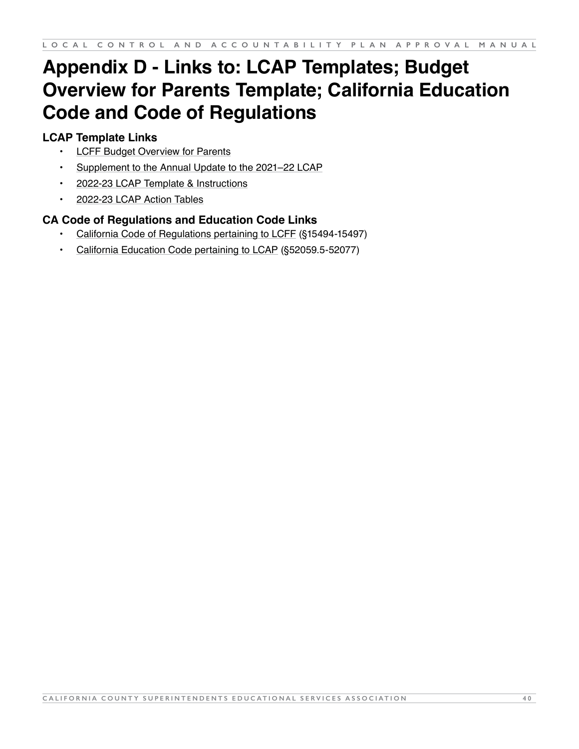# Appendix D - Links to: LCAP Templates; Budget Overview for Parents Template; California Education Code and Code of Regulations

### LCAP Template Links

- LCFF Budget Overview for Parents
- Supplement to the Annual Update to the 2021–22 LCAP
- 2022-23 LCAP Template & Instructions
- 2022-23 LCAP Action Tables

### CA Code of Regulations and Education Code Links

- California Code of Regulations pertaining to LCFF (§15494-15497)
- California Education Code pertaining to LCAP (§52059.5-52077)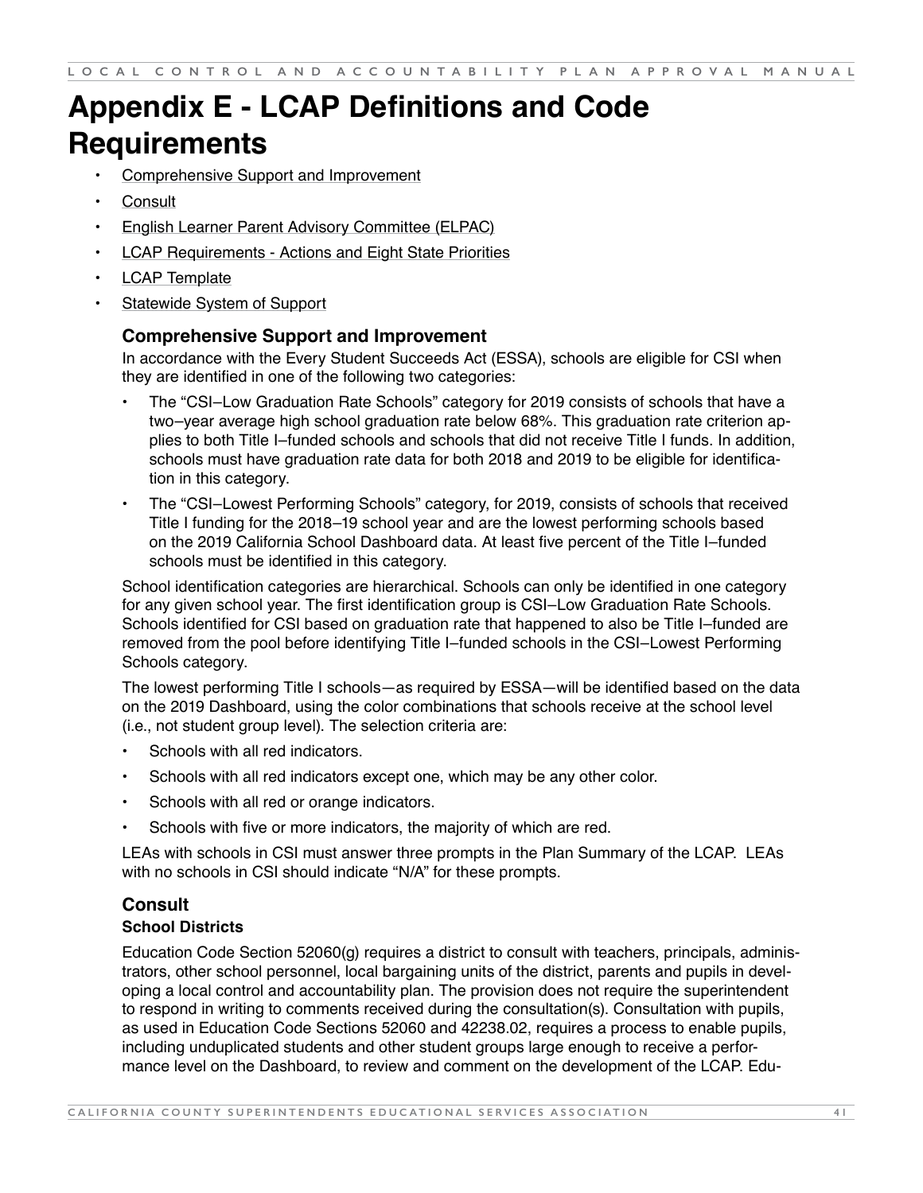# Appendix E - LCAP Definitions and Code Requirements

- Comprehensive Support and Improvement
- Consult
- English Learner Parent Advisory Committee (ELPAC)
- LCAP Requirements - Actions and Eight State Priorities
- LCAP Template
- Statewide System of Support

### Comprehensive Support and Improvement

In accordance with the Every Student Succeeds Act (ESSA), schools are eligible for CSI when they are identified in one of the following two categories:

- The "CSI–Low Graduation Rate Schools" category for 2019 consists of schools that have a two–year average high school graduation rate below 68%. This graduation rate criterion applies to both Title I–funded schools and schools that did not receive Title I funds. In addition, schools must have graduation rate data for both 2018 and 2019 to be eligible for identification in this category.
- The "CSI–Lowest Performing Schools" category, for 2019, consists of schools that received Title I funding for the 2018–19 school year and are the lowest performing schools based on the 2019 California School Dashboard data. At least five percent of the Title I–funded schools must be identified in this category.

School identification categories are hierarchical. Schools can only be identified in one category for any given school year. The first identification group is CSI–Low Graduation Rate Schools. Schools identified for CSI based on graduation rate that happened to also be Title I–funded are removed from the pool before identifying Title I–funded schools in the CSI–Lowest Performing Schools category.

The lowest performing Title I schools—as required by ESSA—will be identified based on the data on the 2019 Dashboard, using the color combinations that schools receive at the school level (i.e., not student group level). The selection criteria are:

- Schools with all red indicators.
- Schools with all red indicators except one, which may be any other color.
- Schools with all red or orange indicators.
- Schools with five or more indicators, the majority of which are red.

LEAs with schools in CSI must answer three prompts in the Plan Summary of the LCAP. LEAs with no schools in CSI should indicate "N/A" for these prompts.

### Consult

#### School Districts

Education Code Section 52060(g) requires a district to consult with teachers, principals, administrators, other school personnel, local bargaining units of the district, parents and pupils in developing a local control and accountability plan. The provision does not require the superintendent to respond in writing to comments received during the consultation(s). Consultation with pupils, as used in Education Code Sections 52060 and 42238.02, requires a process to enable pupils, including unduplicated students and other student groups large enough to receive a performance level on the Dashboard, to review and comment on the development of the LCAP. Edu-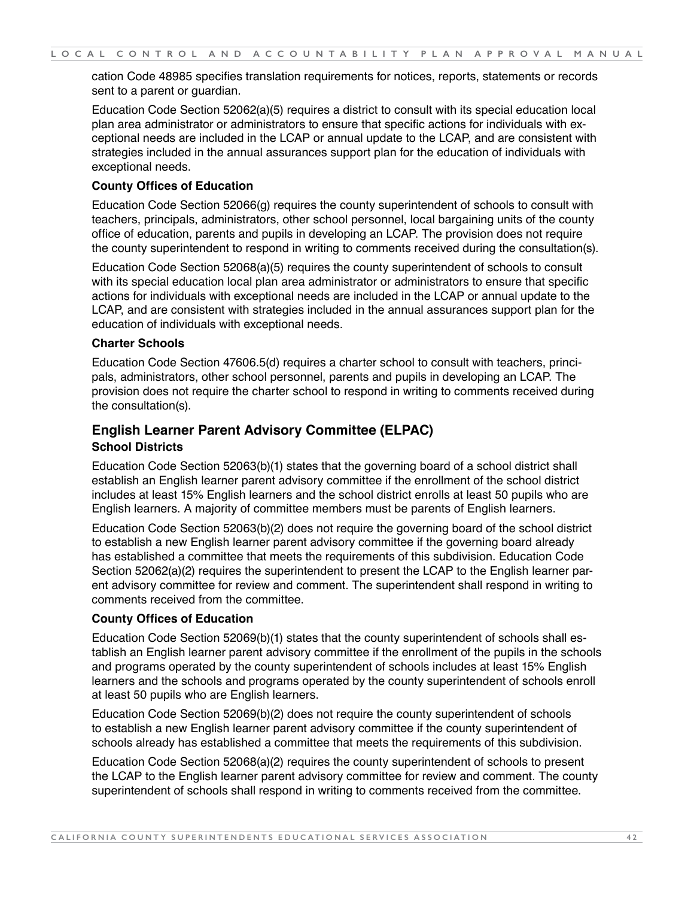cation Code 48985 specifies translation requirements for notices, reports, statements or records sent to a parent or guardian.

Education Code Section 52062(a)(5) requires a district to consult with its special education local plan area administrator or administrators to ensure that specific actions for individuals with exceptional needs are included in the LCAP or annual update to the LCAP, and are consistent with strategies included in the annual assurances support plan for the education of individuals with exceptional needs.

**County Offices of Education**

Education Code Section 52066(g) requires the county superintendent of schools to consult with teachers, principals, administrators, other school personnel, local bargaining units of the county office of education, parents and pupils in developing an LCAP. The provision does not require the county superintendent to respond in writing to comments received during the consultation(s).

Education Code Section 52068(a)(5) requires the county superintendent of schools to consult with its special education local plan area administrator or administrators to ensure that specific actions for individuals with exceptional needs are included in the LCAP or annual update to the LCAP, and are consistent with strategies included in the annual assurances support plan for the education of individuals with exceptional needs.

**Charter Schools**

Education Code Section 47606.5(d) requires a charter school to consult with teachers, principals, administrators, other school personnel, parents and pupils in developing an LCAP. The provision does not require the charter school to respond in writing to comments received during the consultation(s).

## English Learner Parent Advisory Committee (ELPAC)

**School Districts**

Education Code Section 52063(b)(1) states that the governing board of a school district shall establish an English learner parent advisory committee if the enrollment of the school district includes at least 15% English learners and the school district enrolls at least 50 pupils who are English learners. A majority of committee members must be parents of English learners.

Education Code Section 52063(b)(2) does not require the governing board of the school district to establish a new English learner parent advisory committee if the governing board already has established a committee that meets the requirements of this subdivision. Education Code Section 52062(a)(2) requires the superintendent to present the LCAP to the English learner parent advisory committee for review and comment. The superintendent shall respond in writing to comments received from the committee.

**County Offices of Education**

Education Code Section 52069(b)(1) states that the county superintendent of schools shall establish an English learner parent advisory committee if the enrollment of the pupils in the schools and programs operated by the county superintendent of schools includes at least 15% English learners and the schools and programs operated by the county superintendent of schools enroll at least 50 pupils who are English learners.

Education Code Section 52069(b)(2) does not require the county superintendent of schools to establish a new English learner parent advisory committee if the county superintendent of schools already has established a committee that meets the requirements of this subdivision.

Education Code Section 52068(a)(2) requires the county superintendent of schools to present the LCAP to the English learner parent advisory committee for review and comment. The county superintendent of schools shall respond in writing to comments received from the committee.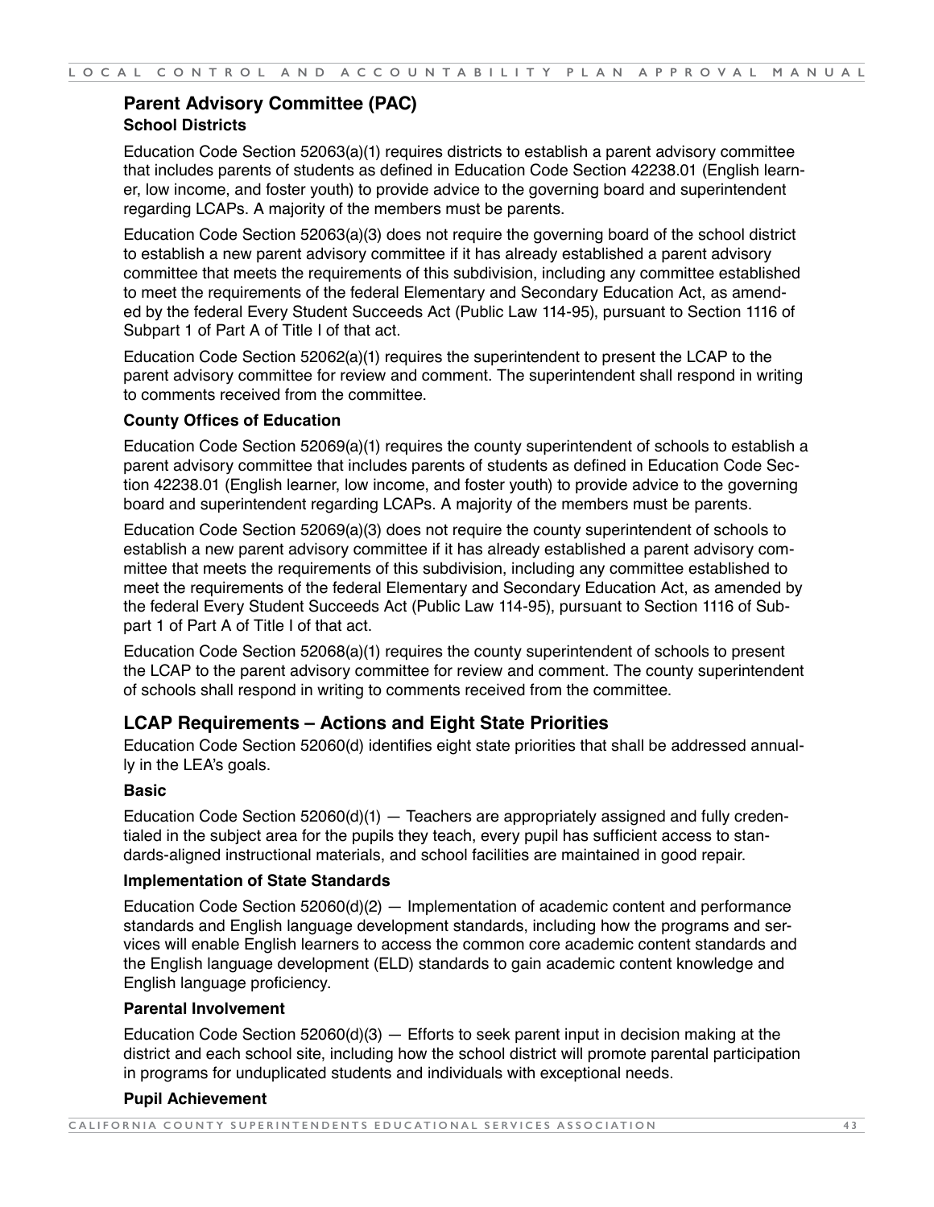## Parent Advisory Committee (PAC)

### School Districts

Education Code Section 52063(a)(1) requires districts to establish a parent advisory committee that includes parents of students as defined in Education Code Section 42238.01 (English learner, low income, and foster youth) to provide advice to the governing board and superintendent regarding LCAPs. A majority of the members must be parents.

Education Code Section 52063(a)(3) does not require the governing board of the school district to establish a new parent advisory committee if it has already established a parent advisory committee that meets the requirements of this subdivision, including any committee established to meet the requirements of the federal Elementary and Secondary Education Act, as amended by the federal Every Student Succeeds Act (Public Law 114-95), pursuant to Section 1116 of Subpart 1 of Part A of Title I of that act.

Education Code Section 52062(a)(1) requires the superintendent to present the LCAP to the parent advisory committee for review and comment. The superintendent shall respond in writing to comments received from the committee.

### County Offices of Education

Education Code Section 52069(a)(1) requires the county superintendent of schools to establish a parent advisory committee that includes parents of students as defined in Education Code Section 42238.01 (English learner, low income, and foster youth) to provide advice to the governing board and superintendent regarding LCAPs. A majority of the members must be parents.

Education Code Section 52069(a)(3) does not require the county superintendent of schools to establish a new parent advisory committee if it has already established a parent advisory committee that meets the requirements of this subdivision, including any committee established to meet the requirements of the federal Elementary and Secondary Education Act, as amended by the federal Every Student Succeeds Act (Public Law 114-95), pursuant to Section 1116 of Subpart 1 of Part A of Title I of that act.

Education Code Section 52068(a)(1) requires the county superintendent of schools to present the LCAP to the parent advisory committee for review and comment. The county superintendent of schools shall respond in writing to comments received from the committee.

## LCAP Requirements – Actions and Eight State Priorities

Education Code Section 52060(d) identifies eight state priorities that shall be addressed annually in the LEA's goals.

### Basic

Education Code Section 52060(d)(1) — Teachers are appropriately assigned and fully credentialed in the subject area for the pupils they teach, every pupil has sufficient access to standards-aligned instructional materials, and school facilities are maintained in good repair.

### Implementation of State Standards

Education Code Section 52060(d)(2) — Implementation of academic content and performance standards and English language development standards, including how the programs and services will enable English learners to access the common core academic content standards and the English language development (ELD) standards to gain academic content knowledge and English language proficiency.

### Parental Involvement

Education Code Section 52060(d)(3) — Efforts to seek parent input in decision making at the district and each school site, including how the school district will promote parental participation in programs for unduplicated students and individuals with exceptional needs.

### Pupil Achievement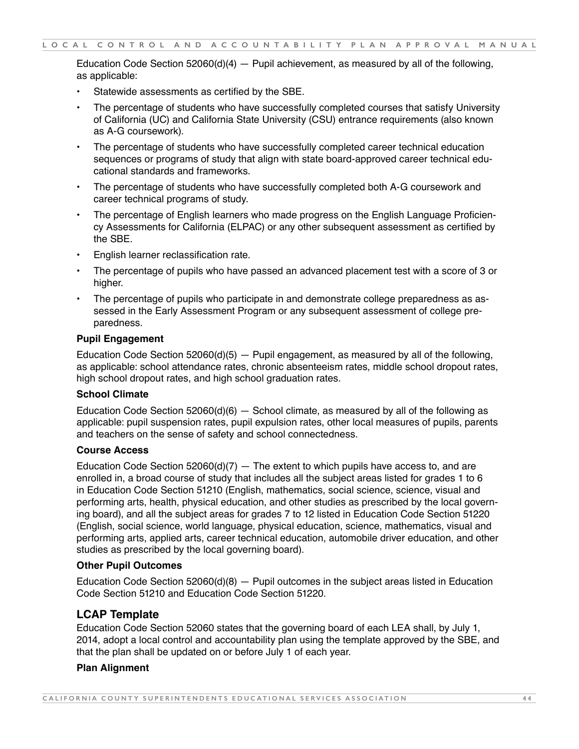Education Code Section 52060(d)(4) — Pupil achievement, as measured by all of the following, as applicable:

- Statewide assessments as certified by the SBE.
- The percentage of students who have successfully completed courses that satisfy University of California (UC) and California State University (CSU) entrance requirements (also known as A-G coursework).
- The percentage of students who have successfully completed career technical education sequences or programs of study that align with state board-approved career technical educational standards and frameworks.
- The percentage of students who have successfully completed both A-G coursework and career technical programs of study.
- The percentage of English learners who made progress on the English Language Proficiency Assessments for California (ELPAC) or any other subsequent assessment as certified by the SBE.
- English learner reclassification rate.
- The percentage of pupils who have passed an advanced placement test with a score of 3 or higher.
- The percentage of pupils who participate in and demonstrate college preparedness as assessed in the Early Assessment Program or any subsequent assessment of college preparedness.

**Pupil Engagement**

Education Code Section 52060(d)(5) — Pupil engagement, as measured by all of the following, as applicable: school attendance rates, chronic absenteeism rates, middle school dropout rates, high school dropout rates, and high school graduation rates.

**School Climate**

Education Code Section 52060(d)(6) — School climate, as measured by all of the following as applicable: pupil suspension rates, pupil expulsion rates, other local measures of pupils, parents and teachers on the sense of safety and school connectedness.

**Course Access**

Education Code Section 52060(d)(7) — The extent to which pupils have access to, and are enrolled in, a broad course of study that includes all the subject areas listed for grades 1 to 6 in Education Code Section 51210 (English, mathematics, social science, science, visual and performing arts, health, physical education, and other studies as prescribed by the local governing board), and all the subject areas for grades 7 to 12 listed in Education Code Section 51220 (English, social science, world language, physical education, science, mathematics, visual and performing arts, applied arts, career technical education, automobile driver education, and other studies as prescribed by the local governing board).

**Other Pupil Outcomes**

Education Code Section 52060(d)(8) — Pupil outcomes in the subject areas listed in Education Code Section 51210 and Education Code Section 51220.

## LCAP Template

Education Code Section 52060 states that the governing board of each LEA shall, by July 1, 2014, adopt a local control and accountability plan using the template approved by the SBE, and that the plan shall be updated on or before July 1 of each year.

**Plan Alignment**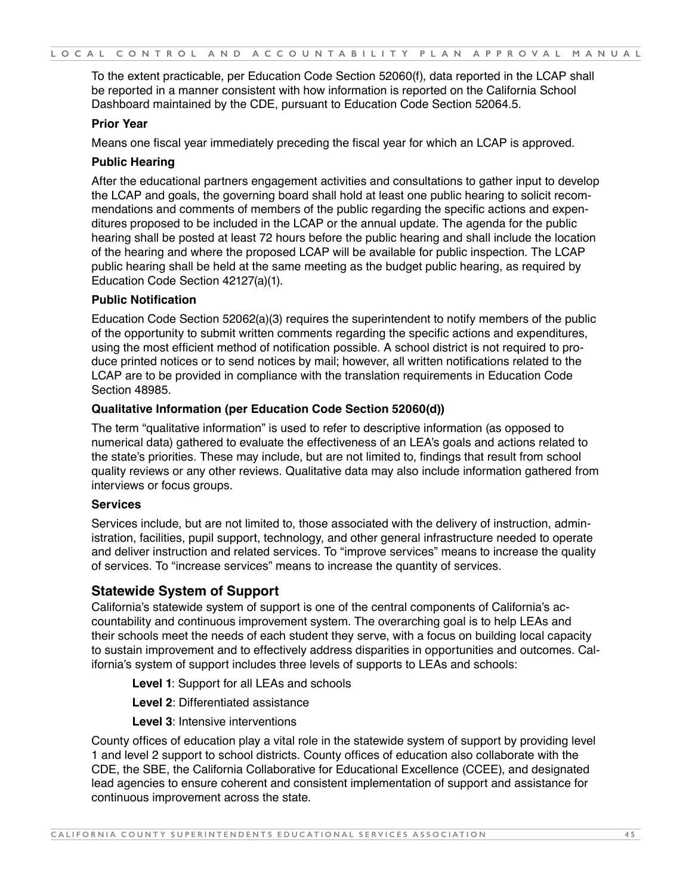To the extent practicable, per Education Code Section 52060(f), data reported in the LCAP shall be reported in a manner consistent with how information is reported on the California School Dashboard maintained by the CDE, pursuant to Education Code Section 52064.5.

**Prior Year**

Means one fiscal year immediately preceding the fiscal year for which an LCAP is approved.

**Public Hearing**

After the educational partners engagement activities and consultations to gather input to develop the LCAP and goals, the governing board shall hold at least one public hearing to solicit recommendations and comments of members of the public regarding the specific actions and expenditures proposed to be included in the LCAP or the annual update. The agenda for the public hearing shall be posted at least 72 hours before the public hearing and shall include the location of the hearing and where the proposed LCAP will be available for public inspection. The LCAP public hearing shall be held at the same meeting as the budget public hearing, as required by Education Code Section 42127(a)(1).

**Public Notification**

Education Code Section 52062(a)(3) requires the superintendent to notify members of the public of the opportunity to submit written comments regarding the specific actions and expenditures, using the most efficient method of notification possible. A school district is not required to produce printed notices or to send notices by mail; however, all written notifications related to the LCAP are to be provided in compliance with the translation requirements in Education Code Section 48985.

**Qualitative Information (per Education Code Section 52060(d))**

The term "qualitative information" is used to refer to descriptive information (as opposed to numerical data) gathered to evaluate the effectiveness of an LEA's goals and actions related to the state's priorities. These may include, but are not limited to, findings that result from school quality reviews or any other reviews. Qualitative data may also include information gathered from interviews or focus groups.

**Services**

Services include, but are not limited to, those associated with the delivery of instruction, administration, facilities, pupil support, technology, and other general infrastructure needed to operate and deliver instruction and related services. To "improve services" means to increase the quality of services. To "increase services" means to increase the quantity of services.

## Statewide System of Support

California's statewide system of support is one of the central components of California's accountability and continuous improvement system. The overarching goal is to help LEAs and their schools meet the needs of each student they serve, with a focus on building local capacity to sustain improvement and to effectively address disparities in opportunities and outcomes. California's system of support includes three levels of supports to LEAs and schools:

**Level 1**: Support for all LEAs and schools

**Level 2**: Differentiated assistance

**Level 3**: Intensive interventions

County offices of education play a vital role in the statewide system of support by providing level 1 and level 2 support to school districts. County offices of education also collaborate with the CDE, the SBE, the California Collaborative for Educational Excellence (CCEE), and designated lead agencies to ensure coherent and consistent implementation of support and assistance for continuous improvement across the state.